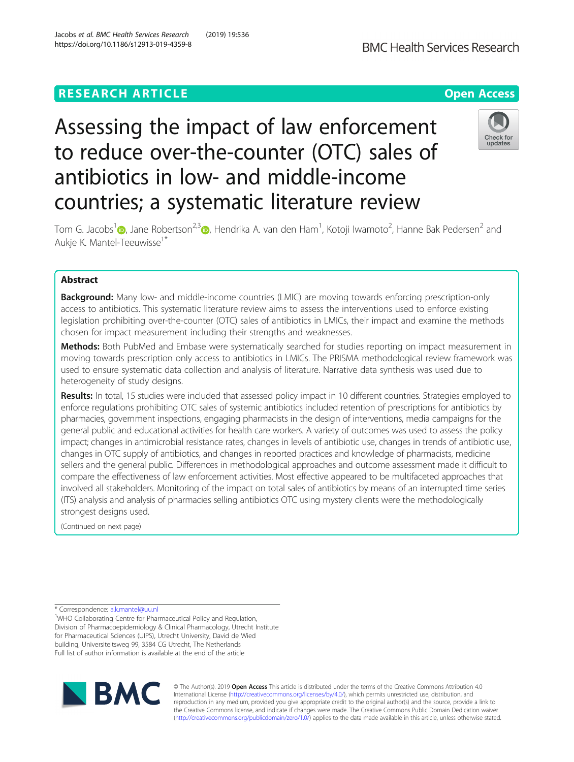RESEARCH ARTICLE

Open Access

# Assessing the impact of law enforcement to reduce over-the-counter (OTC) sales of antibiotics in low- and middle-income countries; a systematic literature review

Tom G. Jacobs[1], Jane Robertson[2,3], Hendrika A. van den Ham[1], Kotoji Iwamoto[2], Hanne Bak Pedersen[2] and Aukje K. Mantel-Teeuwisse[1*]

## Abstract

**Background:** Many low- and middle-income countries (LMIC) are moving towards enforcing prescription-only access to antibiotics. This systematic literature review aims to assess the interventions used to enforce existing legislation prohibiting over-the-counter (OTC) sales of antibiotics in LMICs, their impact and examine the methods chosen for impact measurement including their strengths and weaknesses.

**Methods:** Both PubMed and Embase were systematically searched for studies reporting on impact measurement in moving towards prescription only access to antibiotics in LMICs. The PRISMA methodological review framework was used to ensure systematic data collection and analysis of literature. Narrative data synthesis was used due to heterogeneity of study designs.

**Results:** In total, 15 studies were included that assessed policy impact in 10 different countries. Strategies employed to enforce regulations prohibiting OTC sales of systemic antibiotics included retention of prescriptions for antibiotics by pharmacies, government inspections, engaging pharmacists in the design of interventions, media campaigns for the general public and educational activities for health care workers. A variety of outcomes was used to assess the policy impact; changes in antimicrobial resistance rates, changes in levels of antibiotic use, changes in trends of antibiotic use, changes in OTC supply of antibiotics, and changes in reported practices and knowledge of pharmacists, medicine sellers and the general public. Differences in methodological approaches and outcome assessment made it difficult to compare the effectiveness of law enforcement activities. Most effective appeared to be multifaceted approaches that involved all stakeholders. Monitoring of the impact on total sales of antibiotics by means of an interrupted time series (ITS) analysis and analysis of pharmacies selling antibiotics OTC using mystery clients were the methodologically strongest designs used.

(Continued on next page)

* Correspondence: a.k.mantel@uu.nl

[1]WHO Collaborating Centre for Pharmaceutical Policy and Regulation, Division of Pharmacoepidemiology & Clinical Pharmacology, Utrecht Institute for Pharmaceutical Sciences (UIPS), Utrecht University, David de Wied building, Universiteitsweg 99, 3584 CG Utrecht, The Netherlands

Full list of author information is available at the end of the article

© The Author(s). 2019 **Open Access** This article is distributed under the terms of the Creative Commons Attribution 4.0 International License (http://creativecommons.org/licenses/by/4.0/), which permits unrestricted use, distribution, and reproduction in any medium, provided you give appropriate credit to the original author(s) and the source, provide a link to the Creative Commons license, and indicate if changes were made. The Creative Commons Public Domain Dedication waiver (http://creativecommons.org/publicdomain/zero/1.0/) applies to the data made available in this article, unless otherwise stated.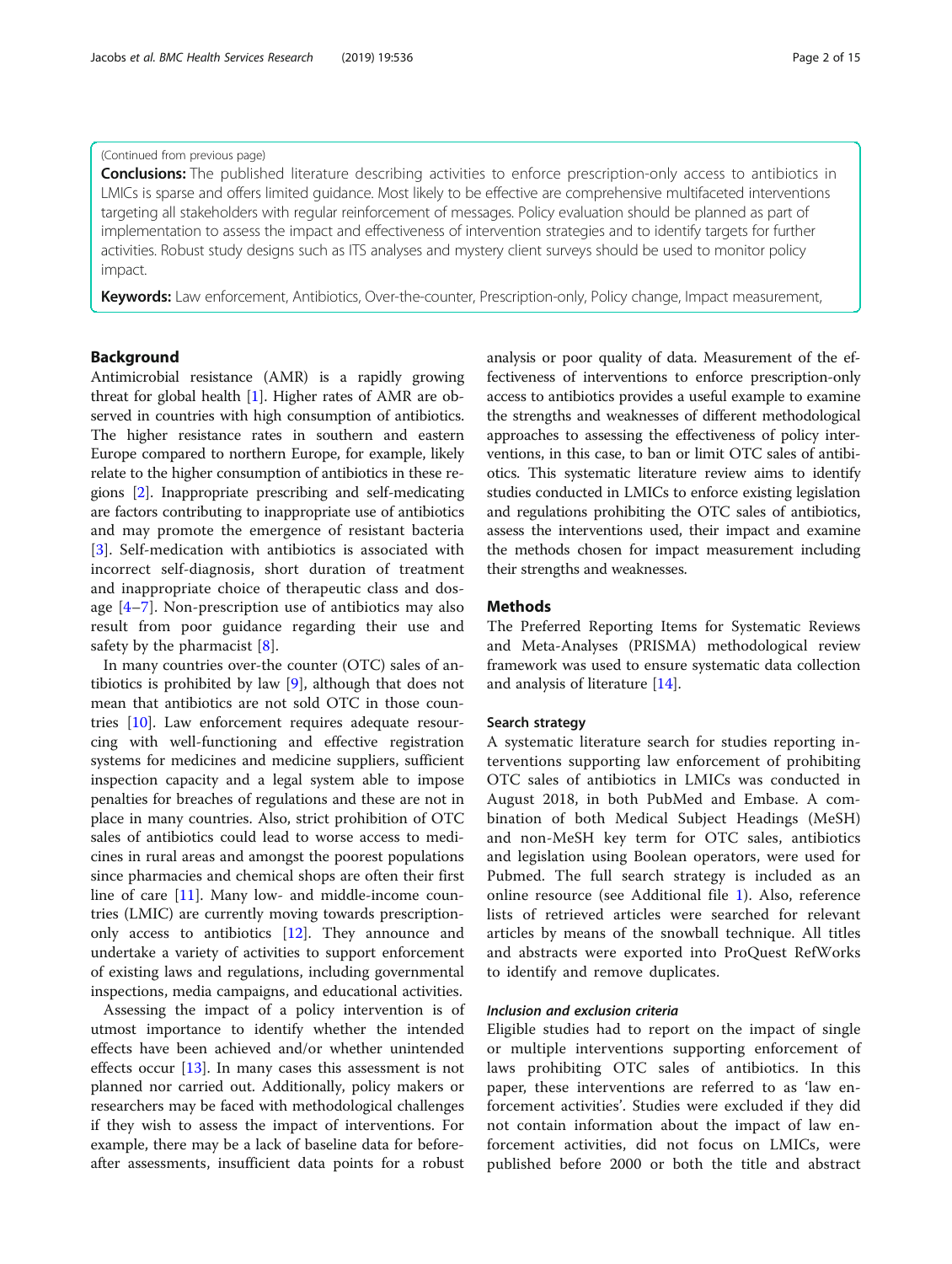(Continued from previous page)

**Conclusions:** The published literature describing activities to enforce prescription-only access to antibiotics in LMICs is sparse and offers limited guidance. Most likely to be effective are comprehensive multifaceted interventions targeting all stakeholders with regular reinforcement of messages. Policy evaluation should be planned as part of implementation to assess the impact and effectiveness of intervention strategies and to identify targets for further activities. Robust study designs such as ITS analyses and mystery client surveys should be used to monitor policy impact.

**Keywords:** Law enforcement, Antibiotics, Over-the-counter, Prescription-only, Policy change, Impact measurement,

## Background

Antimicrobial resistance (AMR) is a rapidly growing threat for global health [1]. Higher rates of AMR are observed in countries with high consumption of antibiotics. The higher resistance rates in southern and eastern Europe compared to northern Europe, for example, likely relate to the higher consumption of antibiotics in these regions [2]. Inappropriate prescribing and self-medicating are factors contributing to inappropriate use of antibiotics and may promote the emergence of resistant bacteria [3]. Self-medication with antibiotics is associated with incorrect self-diagnosis, short duration of treatment and inappropriate choice of therapeutic class and dosage [4–7]. Non-prescription use of antibiotics may also result from poor guidance regarding their use and safety by the pharmacist [8].

In many countries over-the counter (OTC) sales of antibiotics is prohibited by law [9], although that does not mean that antibiotics are not sold OTC in those countries [10]. Law enforcement requires adequate resourcing with well-functioning and effective registration systems for medicines and medicine suppliers, sufficient inspection capacity and a legal system able to impose penalties for breaches of regulations and these are not in place in many countries. Also, strict prohibition of OTC sales of antibiotics could lead to worse access to medicines in rural areas and amongst the poorest populations since pharmacies and chemical shops are often their first line of care [11]. Many low- and middle-income countries (LMIC) are currently moving towards prescription-only access to antibiotics [12]. They announce and undertake a variety of activities to support enforcement of existing laws and regulations, including governmental inspections, media campaigns, and educational activities.

Assessing the impact of a policy intervention is of utmost importance to identify whether the intended effects have been achieved and/or whether unintended effects occur [13]. In many cases this assessment is not planned nor carried out. Additionally, policy makers or researchers may be faced with methodological challenges if they wish to assess the impact of interventions. For example, there may be a lack of baseline data for before-after assessments, insufficient data points for a robust analysis or poor quality of data. Measurement of the effectiveness of interventions to enforce prescription-only access to antibiotics provides a useful example to examine the strengths and weaknesses of different methodological approaches to assessing the effectiveness of policy interventions, in this case, to ban or limit OTC sales of antibiotics. This systematic literature review aims to identify studies conducted in LMICs to enforce existing legislation and regulations prohibiting the OTC sales of antibiotics, assess the interventions used, their impact and examine the methods chosen for impact measurement including their strengths and weaknesses.

## Methods

The Preferred Reporting Items for Systematic Reviews and Meta-Analyses (PRISMA) methodological review framework was used to ensure systematic data collection and analysis of literature [14].

### Search strategy

A systematic literature search for studies reporting interventions supporting law enforcement of prohibiting OTC sales of antibiotics in LMICs was conducted in August 2018, in both PubMed and Embase. A combination of both Medical Subject Headings (MeSH) and non-MeSH key term for OTC sales, antibiotics and legislation using Boolean operators, were used for Pubmed. The full search strategy is included as an online resource (see Additional file 1). Also, reference lists of retrieved articles were searched for relevant articles by means of the snowball technique. All titles and abstracts were exported into ProQuest RefWorks to identify and remove duplicates.

#### *Inclusion and exclusion criteria*

Eligible studies had to report on the impact of single or multiple interventions supporting enforcement of laws prohibiting OTC sales of antibiotics. In this paper, these interventions are referred to as 'law enforcement activities'. Studies were excluded if they did not contain information about the impact of law enforcement activities, did not focus on LMICs, were published before 2000 or both the title and abstract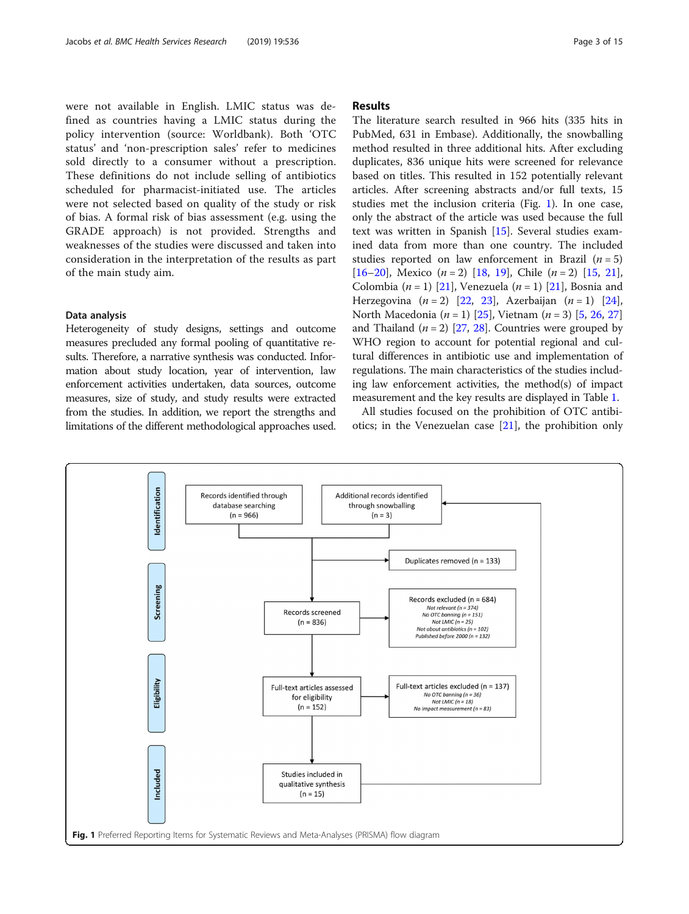were not available in English. LMIC status was defined as countries having a LMIC status during the policy intervention (source: Worldbank). Both 'OTC status' and 'non-prescription sales' refer to medicines sold directly to a consumer without a prescription. These definitions do not include selling of antibiotics scheduled for pharmacist-initiated use. The articles were not selected based on quality of the study or risk of bias. A formal risk of bias assessment (e.g. using the GRADE approach) is not provided. Strengths and weaknesses of the studies were discussed and taken into consideration in the interpretation of the results as part of the main study aim.

### Data analysis

Heterogeneity of study designs, settings and outcome measures precluded any formal pooling of quantitative results. Therefore, a narrative synthesis was conducted. Information about study location, year of intervention, law enforcement activities undertaken, data sources, outcome measures, size of study, and study results were extracted from the studies. In addition, we report the strengths and limitations of the different methodological approaches used.

## Results

The literature search resulted in 966 hits (335 hits in PubMed, 631 in Embase). Additionally, the snowballing method resulted in three additional hits. After excluding duplicates, 836 unique hits were screened for relevance based on titles. This resulted in 152 potentially relevant articles. After screening abstracts and/or full texts, 15 studies met the inclusion criteria (Fig. 1). In one case, only the abstract of the article was used because the full text was written in Spanish [15]. Several studies examined data from more than one country. The included studies reported on law enforcement in Brazil (*n* = 5) [16–20], Mexico (*n* = 2) [18, 19], Chile (*n* = 2) [15, 21], Colombia (*n* = 1) [21], Venezuela (*n* = 1) [21], Bosnia and Herzegovina (*n* = 2) [22, 23], Azerbaijan (*n* = 1) [24], North Macedonia (*n* = 1) [25], Vietnam (*n* = 3) [5, 26, 27] and Thailand (*n* = 2) [27, 28]. Countries were grouped by WHO region to account for potential regional and cultural differences in antibiotic use and implementation of regulations. The main characteristics of the studies including law enforcement activities, the method(s) of impact measurement and the key results are displayed in Table 1.

All studies focused on the prohibition of OTC antibiotics; in the Venezuelan case [21], the prohibition only

Identification | Screening | Eligibility | Included

Records identified through database searching (n = 966)

Additional records identified through snowballing (n = 3)

Duplicates removed (n = 133)

Records screened (n = 836)

Records excluded (n = 684)
*Not relevant (n = 374)*
*No OTC banning (n = 151)*
*Not LMIC (n = 25)*
*Not about antibiotics (n = 102)*
*Published before 2000 (n = 132)*

Full-text articles assessed for eligibility (n = 152)

Full-text articles excluded (n = 137)
*No OTC banning (n = 36)*
*Not LMIC (n = 18)*
*No impact measurement (n = 83)*

Studies included in qualitative synthesis (n = 15)

**Fig. 1** Preferred Reporting Items for Systematic Reviews and Meta-Analyses (PRISMA) flow diagram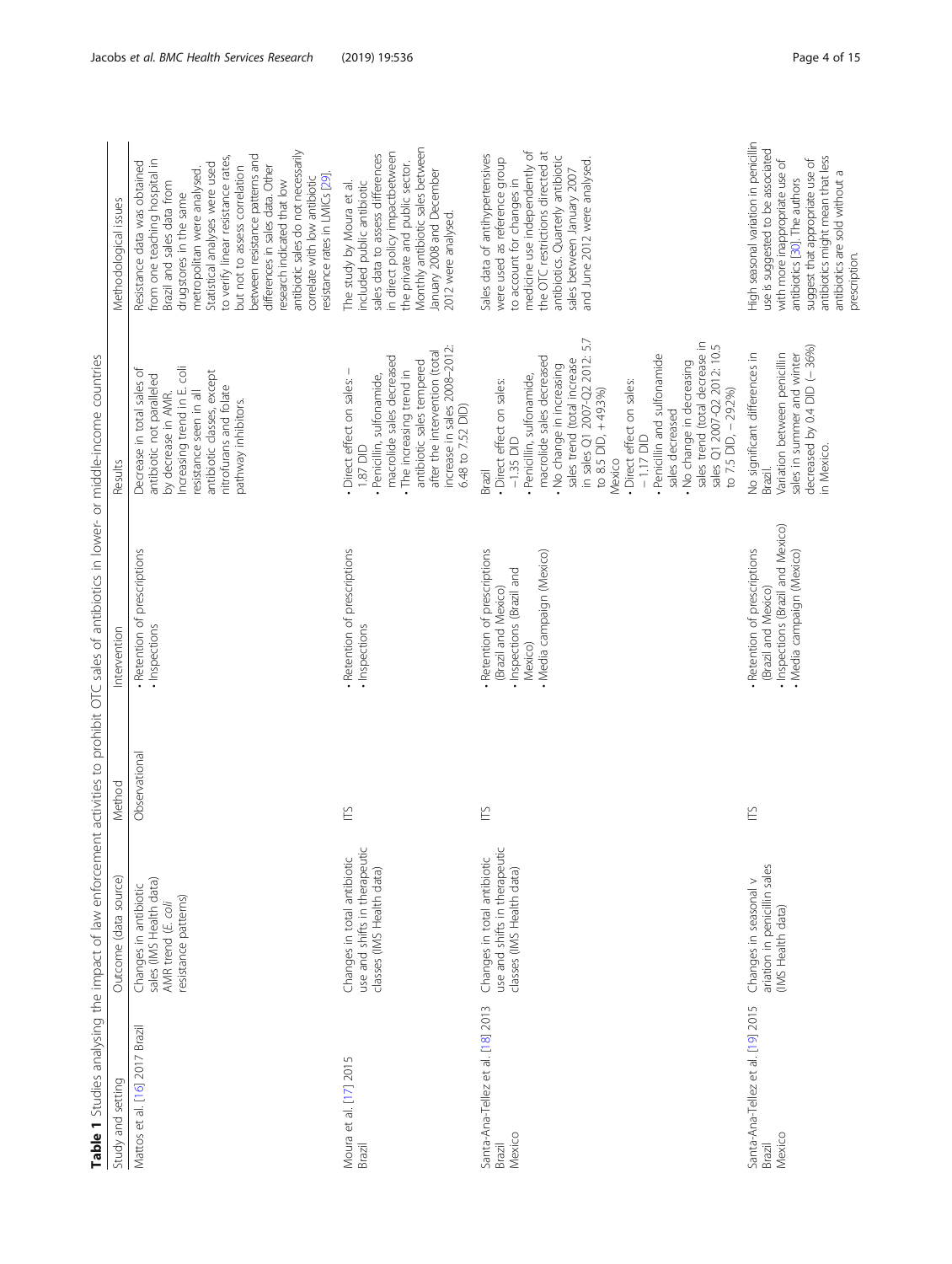**Table 1** Studies analysing the impact of law enforcement activities to prohibit OTC sales of antibiotics in lower- or middle-income countries

| Study and setting | Outcome (data source) | Method | Intervention | Results | Methodological issues |
| --- | --- | --- | --- | --- | --- |
| Mattos et al. [16] 2017 Brazil | Changes in antibiotic sales (IMS Health data) AMR trend (*E. coli* resistance patterns) | Observational | • Retention of prescriptions<br>• Inspections | Decrease in total sales of antibiotic not paralleled by decrease in AMR. Increasing trend in E. coli resistance seen in all antibiotic classes, except nitrofurans and folate pathway inhibitors. | Resistance data was obtained from one teaching hospital in Brazil and sales data from drugstores in the same metropolitan were analysed. Statistical analyses were used to verify linear resistance rates, but not to assess correlation between resistance patterns and differences in sales data. Other research indicated that low antibiotic sales do not necessarily correlate with low antibiotic resistance rates in LMICs [29]. |
| Moura et al. [17] 2015 Brazil | Changes in total antibiotic use and shifts in therapeutic classes (IMS Health data) | ITS | • Retention of prescriptions<br>• Inspections | • Direct effect on sales: −1.87 DID<br>• Penicillin, sulfonamide, macrolide sales decreased<br>• The increasing trend in antibiotic sales tempered after the intervention (total increase in sales 2008–2012: 6.48 to 7.52 DID) | The study by Moura et al. included public antibiotic sales data to assess differences in direct policy impactbetween the private and public sector. Monthly antibiotic sales between January 2008 and December 2012 were analysed. |
| Santa-Ana-Tellez et al. [18] 2013 Brazil Mexico | Changes in total antibiotic use and shifts in therapeutic classes (IMS Health data) | ITS | • Retention of prescriptions (Brazil and Mexico)<br>• Inspections (Brazil and Mexico)<br>• Media campaign (Mexico) | Brazil<br>• Direct effect on sales: −1.35 DID<br>• Penicillin, sulfonamide, macrolide sales decreased<br>• No change in increasing sales trend (total increase in sales Q1 2007-Q2 2012: 5.7 to 8.5 DID, +49.3%)<br>Mexico<br>• Direct effect on sales: −1.17 DID<br>• Penicillin and sulfonamide sales decreased<br>• No change in decreasing sales trend (total decrease in sales Q1 2007-Q2 2012: 10.5 to 7.5 DID, −29.2%) | Sales data of antihypertensives were used as reference group to account for changes in medicine use independently of the OTC restrictions directed at antibiotics. Quarterly antibiotic sales between January 2007 and June 2012 were analysed. |
| Santa-Ana-Tellez et al. [19] 2015 Brazil Mexico | Changes in seasonal v ariation in penicillin sales (IMS Health data) | ITS | • Retention of prescriptions (Brazil and Mexico)<br>• Inspections (Brazil and Mexico)<br>• Media campaign (Mexico) | No significant differences in Brazil.<br>Variation between penicillin sales in summer and winter decreased by 0.4 DID (−36%) in Mexico. | High seasonal variation in penicillin use is suggested to be associated with more inappropriate use of antibiotics [30]. The authors suggest that appropriate use of antibiotics might mean that less antibiotics are sold without a prescription. |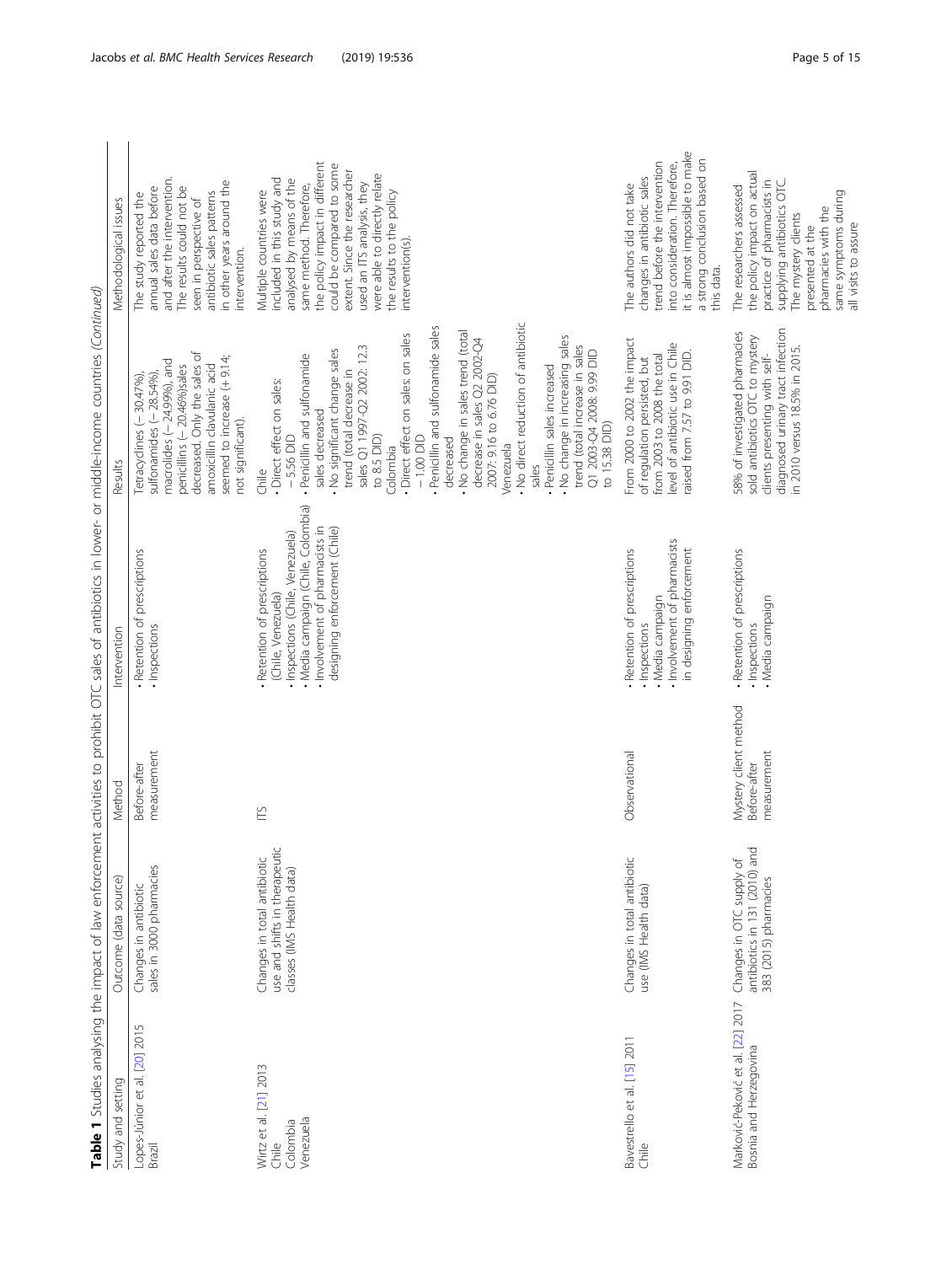**Table 1** Studies analysing the impact of law enforcement activities to prohibit OTC sales of antibiotics in lower- or middle-income countries *(Continued)*

| Study and setting | Outcome (data source) | Method | Intervention | Results | Methodological issues |
|---|---|---|---|---|---|
| Lopes-Júnior et al. [20] 2015<br>Brazil | Changes in antibiotic sales in 3000 pharmacies | Before-after measurement | • Retention of prescriptions<br>• Inspections | Tetracyclines (− 30.47%), sulfonamides (− 28.54%), macrolides (− 24.99%), and penicillins (− 20.46%)sales decreased. Only the sales of amoxicillin clavulanic acid seemed to increase (+ 9.14; not significant). | The study reported the annual sales data before and after the intervention. The results could not be seen in perspective of antibiotic sales patterns in other years around the intervention. |
| Wirtz et al. [21] 2013<br>Chile<br>Colombia<br>Venezuela | Changes in total antibiotic use and shifts in therapeutic classes (IMS Health data) | ITS | • Retention of prescriptions (Chile, Venezuela)<br>• Inspections (Chile, Venezuela)<br>• Media campaign (Chile, Colombia)<br>• Involvement of pharmacists in designing enforcement (Chile) | Chile<br>• Direct effect on sales: − 5.56 DID<br>• Penicillin and sulfonamide sales decreased<br>• No significant change sales trend (total decrease in sales Q1 1997-Q2 2002: 12.3 to 8.5 DID)<br>Colombia<br>• Direct effect on sales: on sales − 1.00 DID<br>• Penicillin and sulfonamide sales decreased<br>• No change in sales trend (total decrease in sales Q2 2002-Q4 2007: 9.16 to 6.76 DID)<br>Venezuela<br>• No direct reduction of antibiotic sales<br>• Penicillin sales increased<br>• No change in increasing sales trend (total increase in sales Q1 2003-Q4 2008: 9.99 DID to 15.38 DID) | Multiple countries were included in this study and analysed by means of the same method. Therefore, the policy impact in different could be compared to some extent. Since the researcher used an ITS analysis, they were able to directly relate the results to the policy intervention(s). |
| Bavestrello et al. [15] 2011<br>Chile | Changes in total antibiotic use (IMS Health data) | Observational | • Retention of prescriptions<br>• Inspections<br>• Media campaign<br>• Involvement of pharmacists in designing enforcement | From 2000 to 2002 the impact of regulation persisted, but from 2003 to 2008 the total level of antibiotic use in Chile raised from 7.57 to 9.91 DID. | The authors did not take changes in antibiotic sales trend before the intervention into consideration. Therefore, it is almost impossible to make a strong conclusion based on this data. |
| Marković-Peković et al. [22] 2017<br>Bosnia and Herzegovina | Changes in OTC supply of antibiotics in 131 (2010) and 383 (2015) pharmacies | Mystery client method<br>Before-after measurement | • Retention of prescriptions<br>• Inspections<br>• Media campaign | 58% of investigated pharmacies sold antibiotics OTC to mystery clients presenting with self-diagnosed urinary tract infection in 2010 versus 18.5% in 2015. | The researchers assessed the policy impact on actual practice of pharmacists in supplying antibiotics OTC. The mystery clients presented at the pharmacies with the same symptoms during all visits to assure |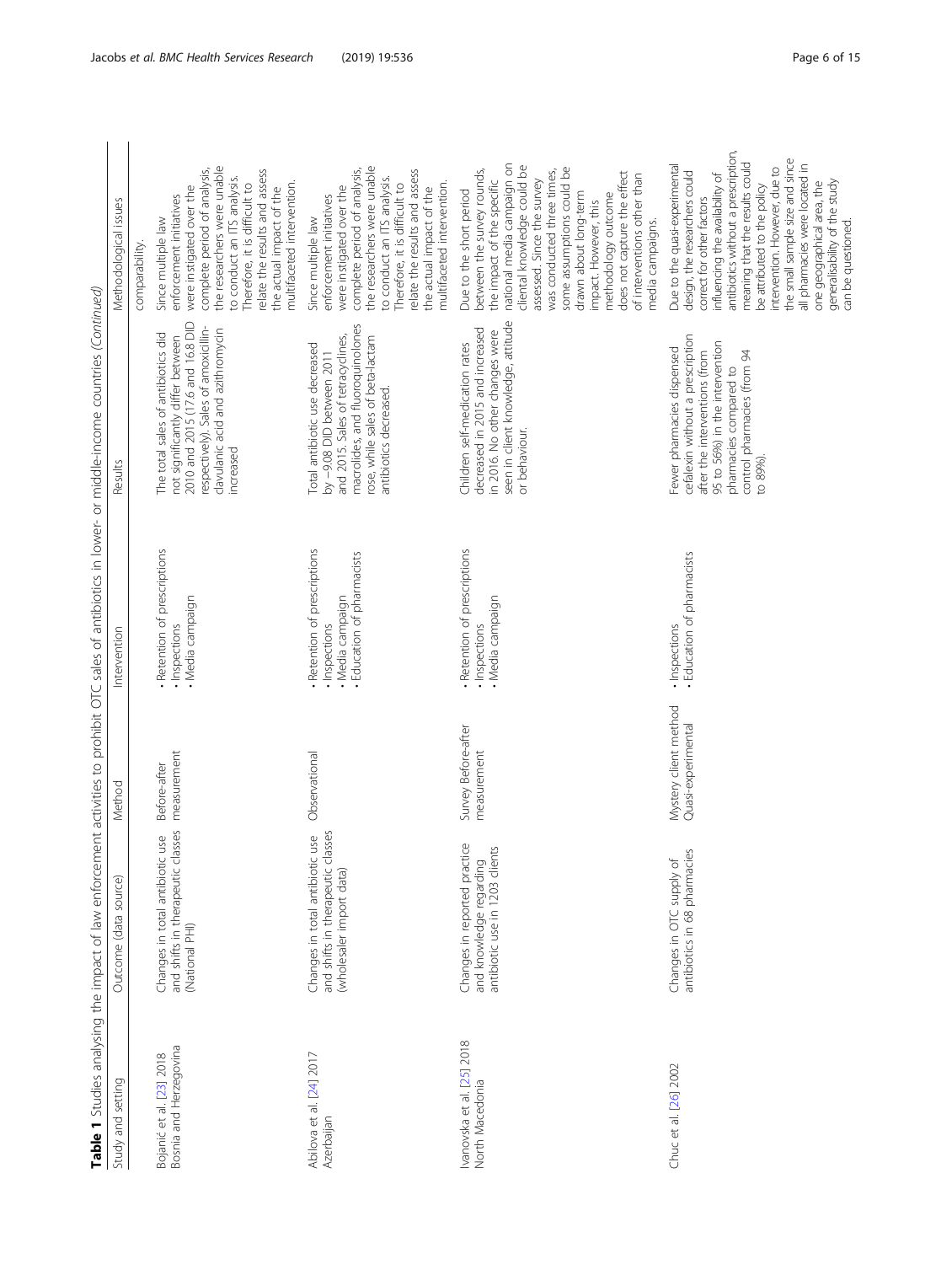**Table 1** Studies analysing the impact of law enforcement activities to prohibit OTC sales of antibiotics in lower- or middle-income countries *(Continued)*

| Study and setting | Outcome (data source) | Method | Intervention | Results | Methodological issues |
| --- | --- | --- | --- | --- | --- |
| | | | | | comparability. |
| Bojanić et al. [23] 2018 Bosnia and Herzegovina | Changes in total antibiotic use and shifts in therapeutic classes (National PHI) | Before-after measurement | • Retention of prescriptions<br>• Inspections<br>• Media campaign | The total sales of antibiotics did not significantly differ between 2010 and 2015 (17.6 and 16.8 DID respectively). Sales of amoxicillin-clavulanic acid and azithromycin increased | Since multiple law enforcement initiatives were instigated over the complete period of analysis, the researchers were unable to conduct an ITS analysis. Therefore, it is difficult to relate the results and assess the actual impact of the multifaceted intervention. |
| Abilova et al. [24] 2017 Azerbaijan | Changes in total antibiotic use and shifts in therapeutic classes (wholesaler import data) | Observational | • Retention of prescriptions<br>• Inspections<br>• Media campaign<br>• Education of pharmacists | Total antibiotic use decreased by −9.08 DID between 2011 and 2015. Sales of tetracyclines, macrolides, and fluoroquinolones rose, while sales of beta-lactam antibiotics decreased. | Since multiple law enforcement initiatives were instigated over the complete period of analysis, the researchers were unable to conduct an ITS analysis. Therefore, it is difficult to relate the results and assess the actual impact of the multifaceted intervention. |
| Ivanovska et al. [25] 2018 North Macedonia | Changes in reported practice and knowledge regarding antibiotic use in 1203 clients | Survey Before-after measurement | • Retention of prescriptions<br>• Inspections<br>• Media campaign | Children self-medication rates decreased in 2015 and increased in 2016. No other changes were seen in client knowledge, attitude or behaviour. | Due to the short period between the survey rounds, the impact of the specific national media campaign on cliental knowledge could be assessed. Since the survey was conducted three times, some assumptions could be drawn about long-term impact. However, this methodology outcome does not capture the effect of interventions other than media campaigns. |
| Chuc et al. [26] 2002 | Changes in OTC supply of antibiotics in 68 pharmacies | Mystery client method Quasi-experimental | • Inspections<br>• Education of pharmacists | Fewer pharmacies dispensed cefalexin without a prescription after the interventions (from 95 to 56%) in the intervention pharmacies compared to control pharmacies (from 94 to 89%). | Due to the quasi-experimental design, the researchers could correct for other factors influencing the availability of antibiotics without a prescription, meaning that the results could be attributed to the policy intervention. However, due to the small sample size and since all pharmacies were located in one geographical area, the generalisability of the study can be questioned. |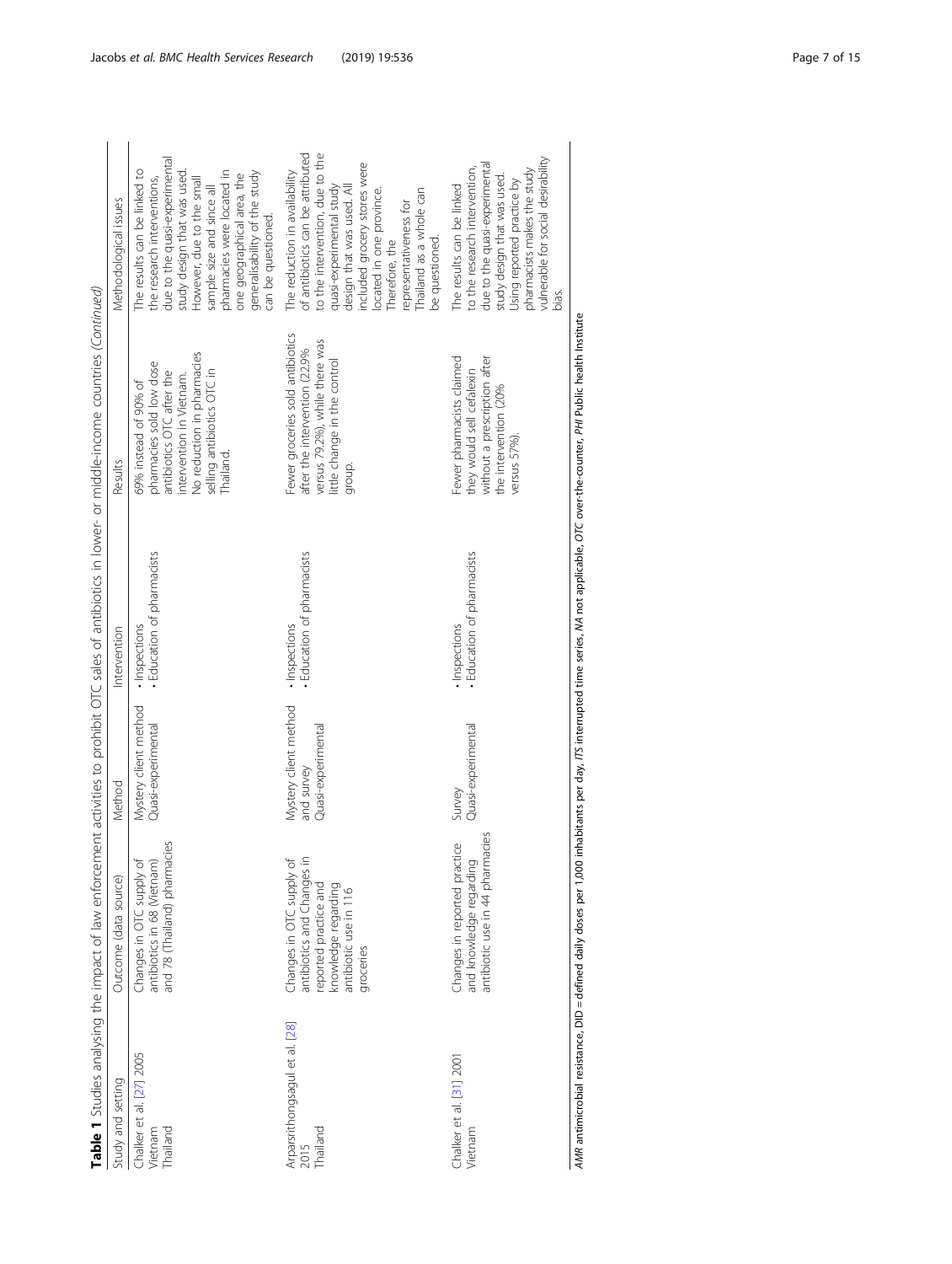**Table 1** Studies analysing the impact of law enforcement activities to prohibit OTC sales of antibiotics in lower- or middle-income countries *(Continued)*

| Study and setting | Outcome (data source) | Method | Intervention | Results | Methodological issues |
|---|---|---|---|---|---|
| Chalker et al. [27] 2005 Vietnam Thailand | Changes in OTC supply of antibiotics in 68 (Vietnam) and 78 (Thailand) pharmacies | Mystery client method Quasi-experimental | · Inspections · Education of pharmacists | 69% instead of 90% of pharmacies sold low dose antibiotics OTC after the intervention in Vietnam. No reduction in pharmacies selling antibiotics OTC in Thailand. | The results can be linked to the research interventions, due to the quasi-experimental study design that was used. However, due to the small sample size and since all pharmacies were located in one geographical area, the generalisability of the study can be questioned. |
| Arparsrithongsagul et al. [28] 2015 Thailand | Changes in OTC supply of antibiotics and Changes in reported practice and knowledge regarding antibiotic use in 116 groceries | Mystery client method and survey Quasi-experimental | · Inspections · Education of pharmacists | Fewer groceries sold antibiotics after the intervention (22.9% versus 79.2%), while there was little change in the control group. | The reduction in availability of antibiotics can be attributed to the intervention, due to the quasi-experimental study design that was used. All included grocery stores were located in one province. Therefore, the representativeness for Thailand as a whole can be questioned. |
| Chalker et al. [31] 2001 Vietnam | Changes in reported practice and knowledge regarding antibiotic use in 44 pharmacies | Survey Quasi-experimental | · Inspections · Education of pharmacists | Fewer pharmacists claimed they would sell cefalexin without a prescription after the intervention (20% versus 57%). | The results can be linked to the research intervention, due to the quasi-experimental study design that was used. Using reported practice by pharmacists makes the study vulnerable for social desirability bias. |

*AMR* antimicrobial resistance, DID = defined daily doses per 1,000 inhabitants per day, *ITS* interrupted time series, *NA* not applicable, *OTC* over-the-counter, *PHI* Public health Institute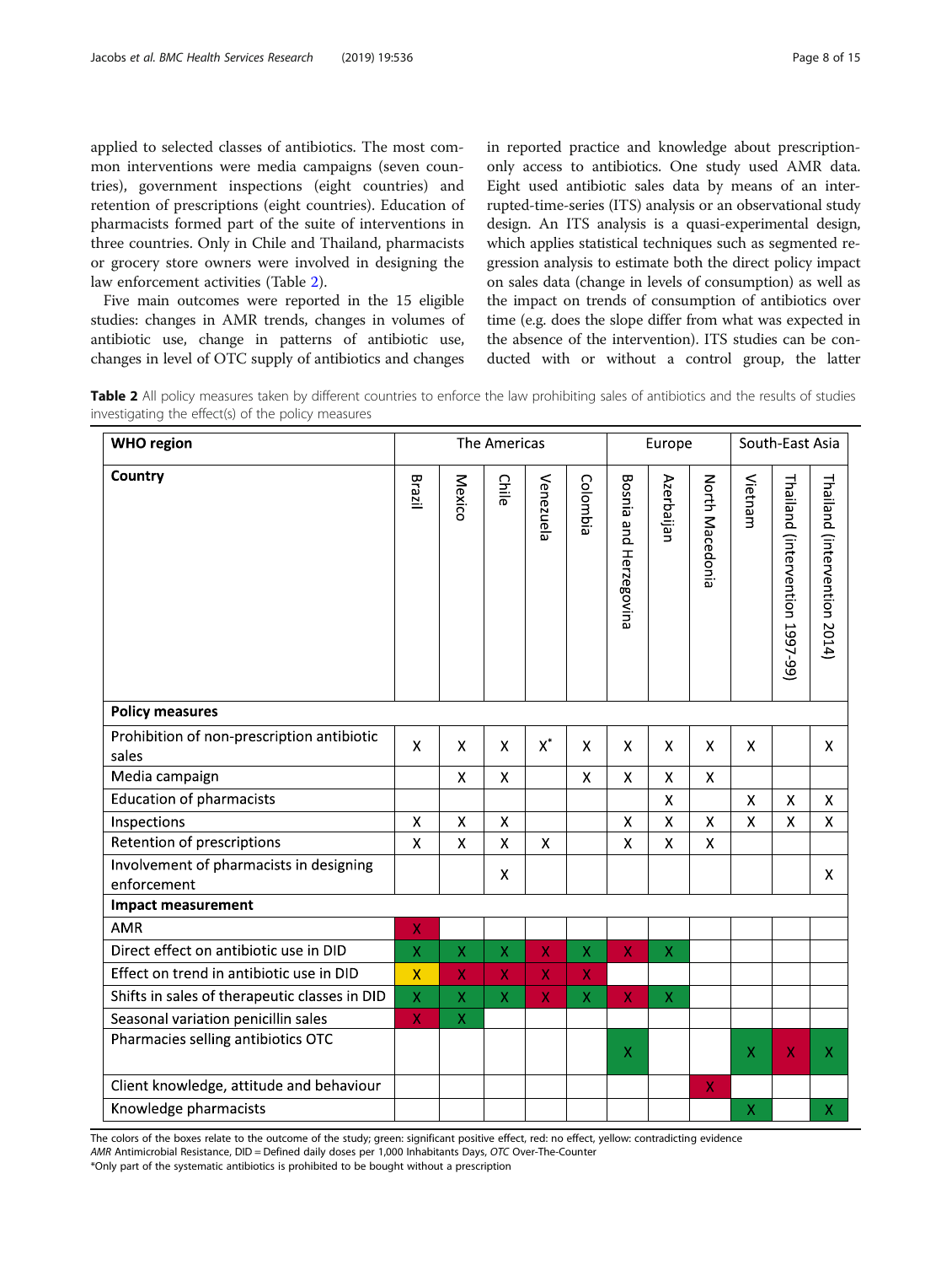applied to selected classes of antibiotics. The most common interventions were media campaigns (seven countries), government inspections (eight countries) and retention of prescriptions (eight countries). Education of pharmacists formed part of the suite of interventions in three countries. Only in Chile and Thailand, pharmacists or grocery store owners were involved in designing the law enforcement activities (Table 2).

Five main outcomes were reported in the 15 eligible studies: changes in AMR trends, changes in volumes of antibiotic use, change in patterns of antibiotic use, changes in level of OTC supply of antibiotics and changes in reported practice and knowledge about prescription-only access to antibiotics. One study used AMR data. Eight used antibiotic sales data by means of an interrupted-time-series (ITS) analysis or an observational study design. An ITS analysis is a quasi-experimental design, which applies statistical techniques such as segmented regression analysis to estimate both the direct policy impact on sales data (change in levels of consumption) as well as the impact on trends of consumption of antibiotics over time (e.g. does the slope differ from what was expected in the absence of the intervention). ITS studies can be conducted with or without a control group, the latter

**Table 2** All policy measures taken by different countries to enforce the law prohibiting sales of antibiotics and the results of studies investigating the effect(s) of the policy measures

| WHO region | The Americas | | | | | Europe | | | South-East Asia | | |
|---|---|---|---|---|---|---|---|---|---|---|---|
| **Country** | Brazil | Mexico | Chile | Venezuela | Colombia | Bosnia and Herzegovina | Azerbaijan | North Macedonia | Vietnam | Thailand (intervention 1997-99) | Thailand (intervention 2014) |
| **Policy measures** | | | | | | | | | | | |
| Prohibition of non-prescription antibiotic sales | X | X | X | X* | X | X | X | X | X | | X |
| Media campaign | | X | X | | X | X | X | X | | | |
| Education of pharmacists | | | | | | | X | | X | X | X |
| Inspections | X | X | X | | | X | X | X | X | X | X |
| Retention of prescriptions | X | X | X | X | | X | X | X | | | |
| Involvement of pharmacists in designing enforcement | | | X | | | | | | | | X |
| **Impact measurement** | | | | | | | | | | | |
| AMR | X (red) | | | | | | | | | | |
| Direct effect on antibiotic use in DID | X (green) | X (green) | X (green) | X (red) | X (green) | X (red) | X (green) | | | | |
| Effect on trend in antibiotic use in DID | X (yellow) | X (red) | X (red) | X (red) | X (red) | | | | | | |
| Shifts in sales of therapeutic classes in DID | X (green) | X (green) | X (green) | X (red) | X (green) | X (red) | X (green) | | | | |
| Seasonal variation penicillin sales | X (red) | X (green) | | | | | | | | | |
| Pharmacies selling antibiotics OTC | | | | | | X (green) | | | X (green) | X (red) | X (green) |
| Client knowledge, attitude and behaviour | | | | | | | | X (red) | | | |
| Knowledge pharmacists | | | | | | | | | X (green) | | X (green) |

The colors of the boxes relate to the outcome of the study; green: significant positive effect, red: no effect, yellow: contradicting evidence

*AMR* Antimicrobial Resistance, DID = Defined daily doses per 1,000 Inhabitants Days, *OTC* Over-The-Counter

*Only part of the systematic antibiotics is prohibited to be bought without a prescription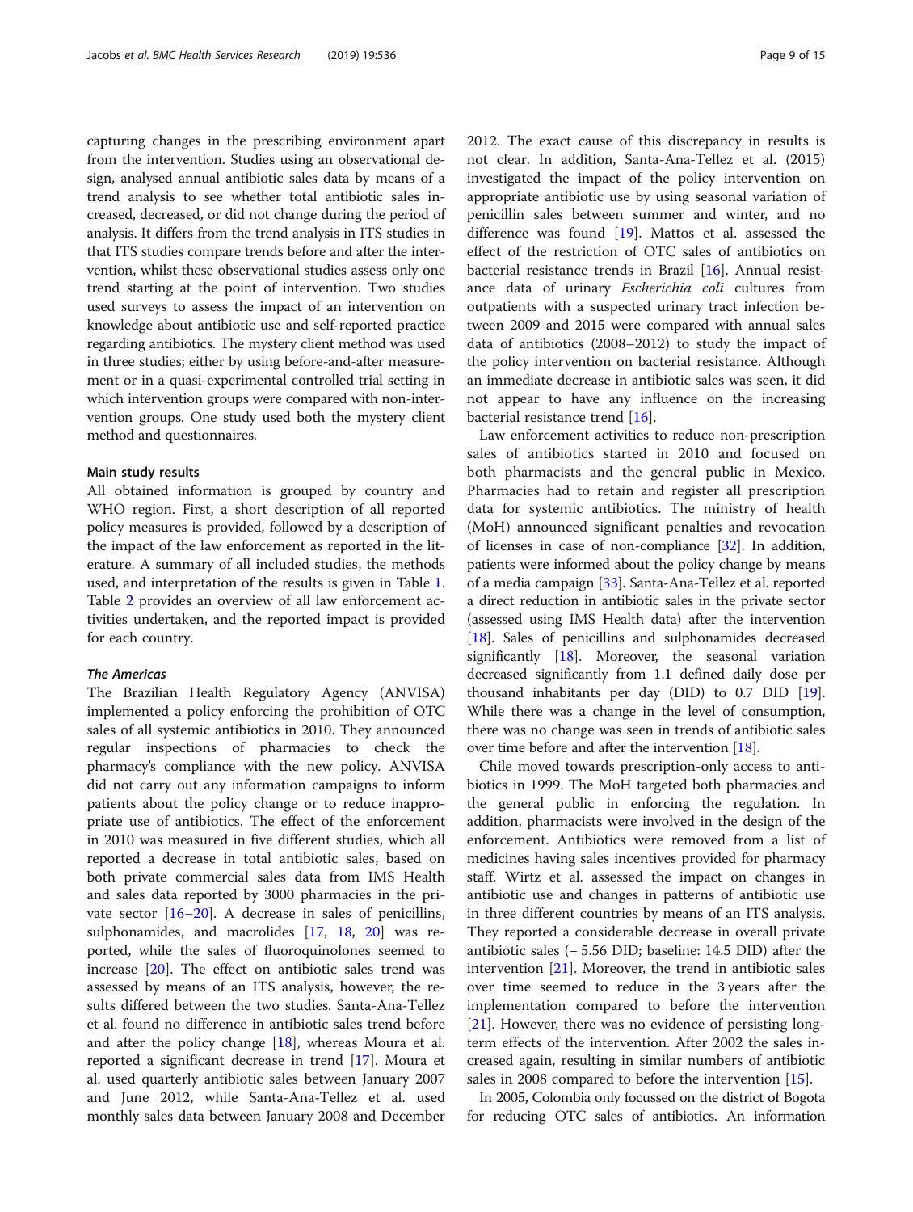capturing changes in the prescribing environment apart from the intervention. Studies using an observational design, analysed annual antibiotic sales data by means of a trend analysis to see whether total antibiotic sales increased, decreased, or did not change during the period of analysis. It differs from the trend analysis in ITS studies in that ITS studies compare trends before and after the intervention, whilst these observational studies assess only one trend starting at the point of intervention. Two studies used surveys to assess the impact of an intervention on knowledge about antibiotic use and self-reported practice regarding antibiotics. The mystery client method was used in three studies; either by using before-and-after measurement or in a quasi-experimental controlled trial setting in which intervention groups were compared with non-intervention groups. One study used both the mystery client method and questionnaires.

### Main study results

All obtained information is grouped by country and WHO region. First, a short description of all reported policy measures is provided, followed by a description of the impact of the law enforcement as reported in the literature. A summary of all included studies, the methods used, and interpretation of the results is given in Table 1. Table 2 provides an overview of all law enforcement activities undertaken, and the reported impact is provided for each country.

#### *The Americas*

The Brazilian Health Regulatory Agency (ANVISA) implemented a policy enforcing the prohibition of OTC sales of all systemic antibiotics in 2010. They announced regular inspections of pharmacies to check the pharmacy's compliance with the new policy. ANVISA did not carry out any information campaigns to inform patients about the policy change or to reduce inappropriate use of antibiotics. The effect of the enforcement in 2010 was measured in five different studies, which all reported a decrease in total antibiotic sales, based on both private commercial sales data from IMS Health and sales data reported by 3000 pharmacies in the private sector [16–20]. A decrease in sales of penicillins, sulphonamides, and macrolides [17, 18, 20] was reported, while the sales of fluoroquinolones seemed to increase [20]. The effect on antibiotic sales trend was assessed by means of an ITS analysis, however, the results differed between the two studies. Santa-Ana-Tellez et al. found no difference in antibiotic sales trend before and after the policy change [18], whereas Moura et al. reported a significant decrease in trend [17]. Moura et al. used quarterly antibiotic sales between January 2007 and June 2012, while Santa-Ana-Tellez et al. used monthly sales data between January 2008 and December 2012. The exact cause of this discrepancy in results is not clear. In addition, Santa-Ana-Tellez et al. (2015) investigated the impact of the policy intervention on appropriate antibiotic use by using seasonal variation of penicillin sales between summer and winter, and no difference was found [19]. Mattos et al. assessed the effect of the restriction of OTC sales of antibiotics on bacterial resistance trends in Brazil [16]. Annual resistance data of urinary *Escherichia coli* cultures from outpatients with a suspected urinary tract infection between 2009 and 2015 were compared with annual sales data of antibiotics (2008–2012) to study the impact of the policy intervention on bacterial resistance. Although an immediate decrease in antibiotic sales was seen, it did not appear to have any influence on the increasing bacterial resistance trend [16].

Law enforcement activities to reduce non-prescription sales of antibiotics started in 2010 and focused on both pharmacists and the general public in Mexico. Pharmacies had to retain and register all prescription data for systemic antibiotics. The ministry of health (MoH) announced significant penalties and revocation of licenses in case of non-compliance [32]. In addition, patients were informed about the policy change by means of a media campaign [33]. Santa-Ana-Tellez et al. reported a direct reduction in antibiotic sales in the private sector (assessed using IMS Health data) after the intervention [18]. Sales of penicillins and sulphonamides decreased significantly [18]. Moreover, the seasonal variation decreased significantly from 1.1 defined daily dose per thousand inhabitants per day (DID) to 0.7 DID [19]. While there was a change in the level of consumption, there was no change was seen in trends of antibiotic sales over time before and after the intervention [18].

Chile moved towards prescription-only access to antibiotics in 1999. The MoH targeted both pharmacies and the general public in enforcing the regulation. In addition, pharmacists were involved in the design of the enforcement. Antibiotics were removed from a list of medicines having sales incentives provided for pharmacy staff. Wirtz et al. assessed the impact on changes in antibiotic use and changes in patterns of antibiotic use in three different countries by means of an ITS analysis. They reported a considerable decrease in overall private antibiotic sales (− 5.56 DID; baseline: 14.5 DID) after the intervention [21]. Moreover, the trend in antibiotic sales over time seemed to reduce in the 3 years after the implementation compared to before the intervention [21]. However, there was no evidence of persisting long-term effects of the intervention. After 2002 the sales increased again, resulting in similar numbers of antibiotic sales in 2008 compared to before the intervention [15].

In 2005, Colombia only focussed on the district of Bogota for reducing OTC sales of antibiotics. An information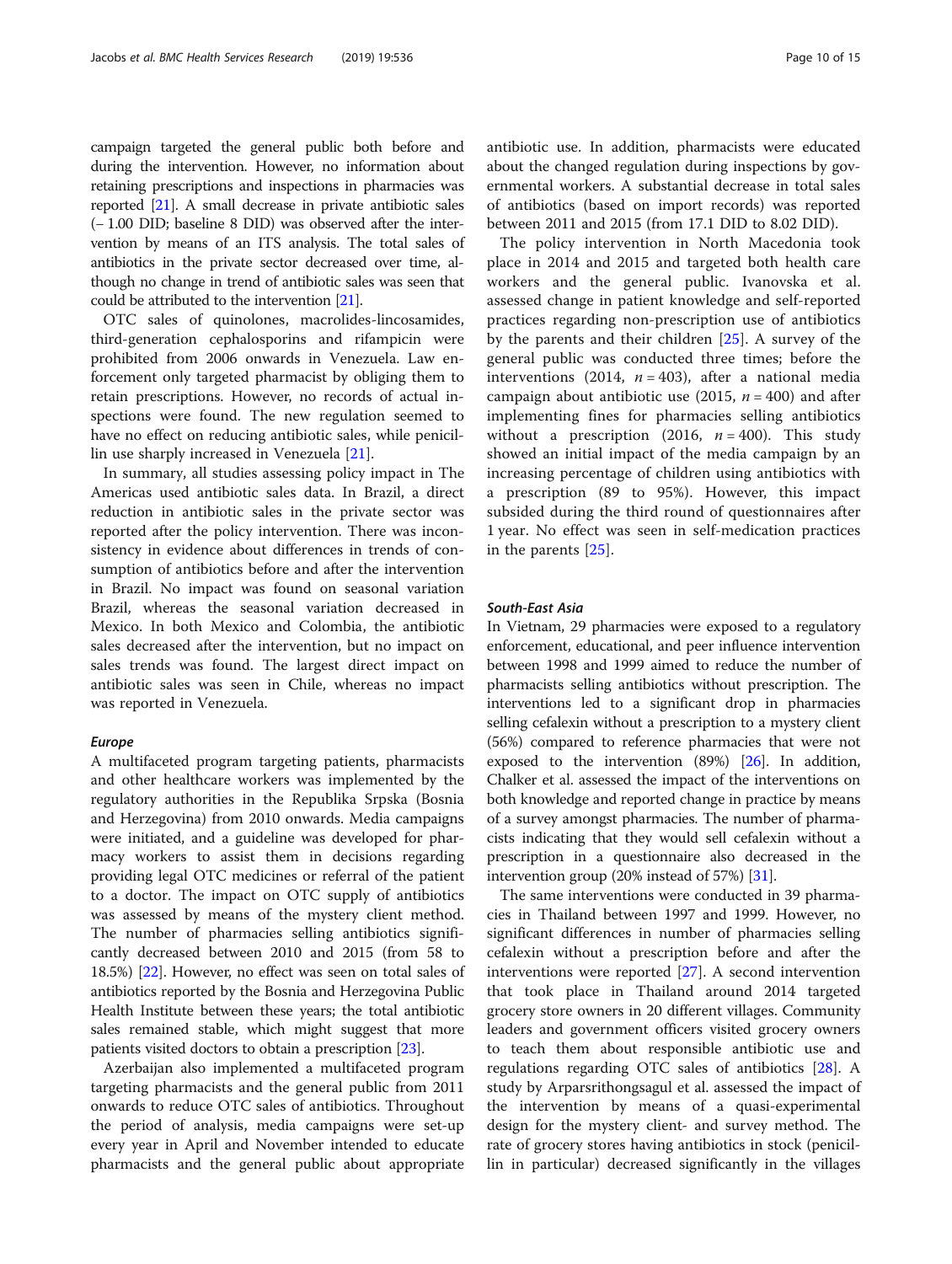campaign targeted the general public both before and during the intervention. However, no information about retaining prescriptions and inspections in pharmacies was reported [21]. A small decrease in private antibiotic sales (− 1.00 DID; baseline 8 DID) was observed after the intervention by means of an ITS analysis. The total sales of antibiotics in the private sector decreased over time, although no change in trend of antibiotic sales was seen that could be attributed to the intervention [21].

OTC sales of quinolones, macrolides-lincosamides, third-generation cephalosporins and rifampicin were prohibited from 2006 onwards in Venezuela. Law enforcement only targeted pharmacist by obliging them to retain prescriptions. However, no records of actual inspections were found. The new regulation seemed to have no effect on reducing antibiotic sales, while penicillin use sharply increased in Venezuela [21].

In summary, all studies assessing policy impact in The Americas used antibiotic sales data. In Brazil, a direct reduction in antibiotic sales in the private sector was reported after the policy intervention. There was inconsistency in evidence about differences in trends of consumption of antibiotics before and after the intervention in Brazil. No impact was found on seasonal variation Brazil, whereas the seasonal variation decreased in Mexico. In both Mexico and Colombia, the antibiotic sales decreased after the intervention, but no impact on sales trends was found. The largest direct impact on antibiotic sales was seen in Chile, whereas no impact was reported in Venezuela.

#### *Europe*

A multifaceted program targeting patients, pharmacists and other healthcare workers was implemented by the regulatory authorities in the Republika Srpska (Bosnia and Herzegovina) from 2010 onwards. Media campaigns were initiated, and a guideline was developed for pharmacy workers to assist them in decisions regarding providing legal OTC medicines or referral of the patient to a doctor. The impact on OTC supply of antibiotics was assessed by means of the mystery client method. The number of pharmacies selling antibiotics significantly decreased between 2010 and 2015 (from 58 to 18.5%) [22]. However, no effect was seen on total sales of antibiotics reported by the Bosnia and Herzegovina Public Health Institute between these years; the total antibiotic sales remained stable, which might suggest that more patients visited doctors to obtain a prescription [23].

Azerbaijan also implemented a multifaceted program targeting pharmacists and the general public from 2011 onwards to reduce OTC sales of antibiotics. Throughout the period of analysis, media campaigns were set-up every year in April and November intended to educate pharmacists and the general public about appropriate antibiotic use. In addition, pharmacists were educated about the changed regulation during inspections by governmental workers. A substantial decrease in total sales of antibiotics (based on import records) was reported between 2011 and 2015 (from 17.1 DID to 8.02 DID).

The policy intervention in North Macedonia took place in 2014 and 2015 and targeted both health care workers and the general public. Ivanovska et al. assessed change in patient knowledge and self-reported practices regarding non-prescription use of antibiotics by the parents and their children [25]. A survey of the general public was conducted three times; before the interventions (2014, $n = 403$), after a national media campaign about antibiotic use (2015, $n = 400$) and after implementing fines for pharmacies selling antibiotics without a prescription (2016, $n = 400$). This study showed an initial impact of the media campaign by an increasing percentage of children using antibiotics with a prescription (89 to 95%). However, this impact subsided during the third round of questionnaires after 1 year. No effect was seen in self-medication practices in the parents [25].

#### *South-East Asia*

In Vietnam, 29 pharmacies were exposed to a regulatory enforcement, educational, and peer influence intervention between 1998 and 1999 aimed to reduce the number of pharmacists selling antibiotics without prescription. The interventions led to a significant drop in pharmacies selling cefalexin without a prescription to a mystery client (56%) compared to reference pharmacies that were not exposed to the intervention (89%) [26]. In addition, Chalker et al. assessed the impact of the interventions on both knowledge and reported change in practice by means of a survey amongst pharmacies. The number of pharmacists indicating that they would sell cefalexin without a prescription in a questionnaire also decreased in the intervention group (20% instead of 57%) [31].

The same interventions were conducted in 39 pharmacies in Thailand between 1997 and 1999. However, no significant differences in number of pharmacies selling cefalexin without a prescription before and after the interventions were reported [27]. A second intervention that took place in Thailand around 2014 targeted grocery store owners in 20 different villages. Community leaders and government officers visited grocery owners to teach them about responsible antibiotic use and regulations regarding OTC sales of antibiotics [28]. A study by Arparsrithongsagul et al. assessed the impact of the intervention by means of a quasi-experimental design for the mystery client- and survey method. The rate of grocery stores having antibiotics in stock (penicillin in particular) decreased significantly in the villages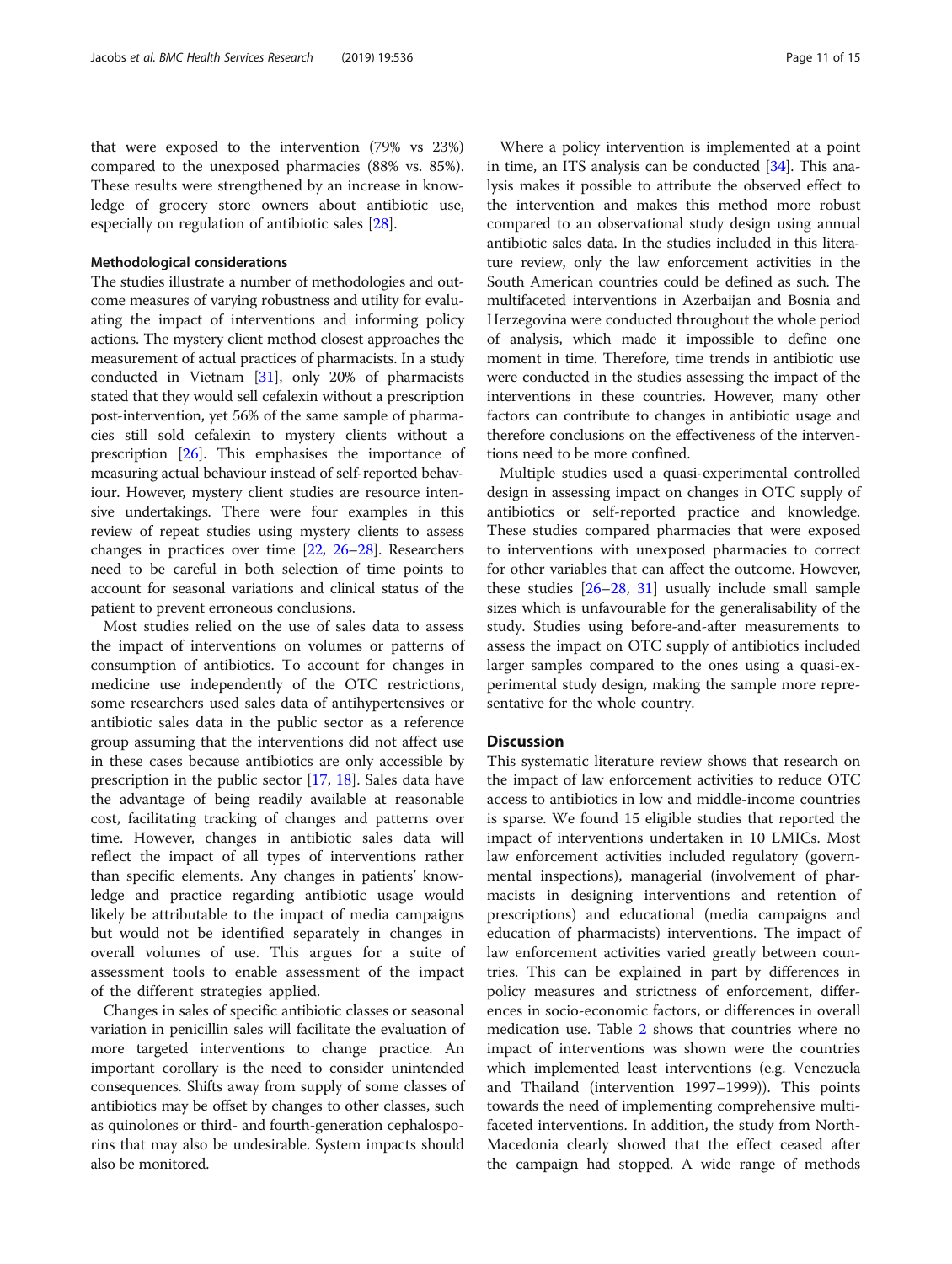that were exposed to the intervention (79% vs 23%) compared to the unexposed pharmacies (88% vs. 85%). These results were strengthened by an increase in knowledge of grocery store owners about antibiotic use, especially on regulation of antibiotic sales [28].

### Methodological considerations

The studies illustrate a number of methodologies and outcome measures of varying robustness and utility for evaluating the impact of interventions and informing policy actions. The mystery client method closest approaches the measurement of actual practices of pharmacists. In a study conducted in Vietnam [31], only 20% of pharmacists stated that they would sell cefalexin without a prescription post-intervention, yet 56% of the same sample of pharmacies still sold cefalexin to mystery clients without a prescription [26]. This emphasises the importance of measuring actual behaviour instead of self-reported behaviour. However, mystery client studies are resource intensive undertakings. There were four examples in this review of repeat studies using mystery clients to assess changes in practices over time [22, 26–28]. Researchers need to be careful in both selection of time points to account for seasonal variations and clinical status of the patient to prevent erroneous conclusions.

Most studies relied on the use of sales data to assess the impact of interventions on volumes or patterns of consumption of antibiotics. To account for changes in medicine use independently of the OTC restrictions, some researchers used sales data of antihypertensives or antibiotic sales data in the public sector as a reference group assuming that the interventions did not affect use in these cases because antibiotics are only accessible by prescription in the public sector [17, 18]. Sales data have the advantage of being readily available at reasonable cost, facilitating tracking of changes and patterns over time. However, changes in antibiotic sales data will reflect the impact of all types of interventions rather than specific elements. Any changes in patients' knowledge and practice regarding antibiotic usage would likely be attributable to the impact of media campaigns but would not be identified separately in changes in overall volumes of use. This argues for a suite of assessment tools to enable assessment of the impact of the different strategies applied.

Changes in sales of specific antibiotic classes or seasonal variation in penicillin sales will facilitate the evaluation of more targeted interventions to change practice. An important corollary is the need to consider unintended consequences. Shifts away from supply of some classes of antibiotics may be offset by changes to other classes, such as quinolones or third- and fourth-generation cephalosporins that may also be undesirable. System impacts should also be monitored.

Where a policy intervention is implemented at a point in time, an ITS analysis can be conducted [34]. This analysis makes it possible to attribute the observed effect to the intervention and makes this method more robust compared to an observational study design using annual antibiotic sales data. In the studies included in this literature review, only the law enforcement activities in the South American countries could be defined as such. The multifaceted interventions in Azerbaijan and Bosnia and Herzegovina were conducted throughout the whole period of analysis, which made it impossible to define one moment in time. Therefore, time trends in antibiotic use were conducted in the studies assessing the impact of the interventions in these countries. However, many other factors can contribute to changes in antibiotic usage and therefore conclusions on the effectiveness of the interventions need to be more confined.

Multiple studies used a quasi-experimental controlled design in assessing impact on changes in OTC supply of antibiotics or self-reported practice and knowledge. These studies compared pharmacies that were exposed to interventions with unexposed pharmacies to correct for other variables that can affect the outcome. However, these studies [26–28, 31] usually include small sample sizes which is unfavourable for the generalisability of the study. Studies using before-and-after measurements to assess the impact on OTC supply of antibiotics included larger samples compared to the ones using a quasi-experimental study design, making the sample more representative for the whole country.

## Discussion

This systematic literature review shows that research on the impact of law enforcement activities to reduce OTC access to antibiotics in low and middle-income countries is sparse. We found 15 eligible studies that reported the impact of interventions undertaken in 10 LMICs. Most law enforcement activities included regulatory (governmental inspections), managerial (involvement of pharmacists in designing interventions and retention of prescriptions) and educational (media campaigns and education of pharmacists) interventions. The impact of law enforcement activities varied greatly between countries. This can be explained in part by differences in policy measures and strictness of enforcement, differences in socio-economic factors, or differences in overall medication use. Table 2 shows that countries where no impact of interventions was shown were the countries which implemented least interventions (e.g. Venezuela and Thailand (intervention 1997–1999)). This points towards the need of implementing comprehensive multifaceted interventions. In addition, the study from North-Macedonia clearly showed that the effect ceased after the campaign had stopped. A wide range of methods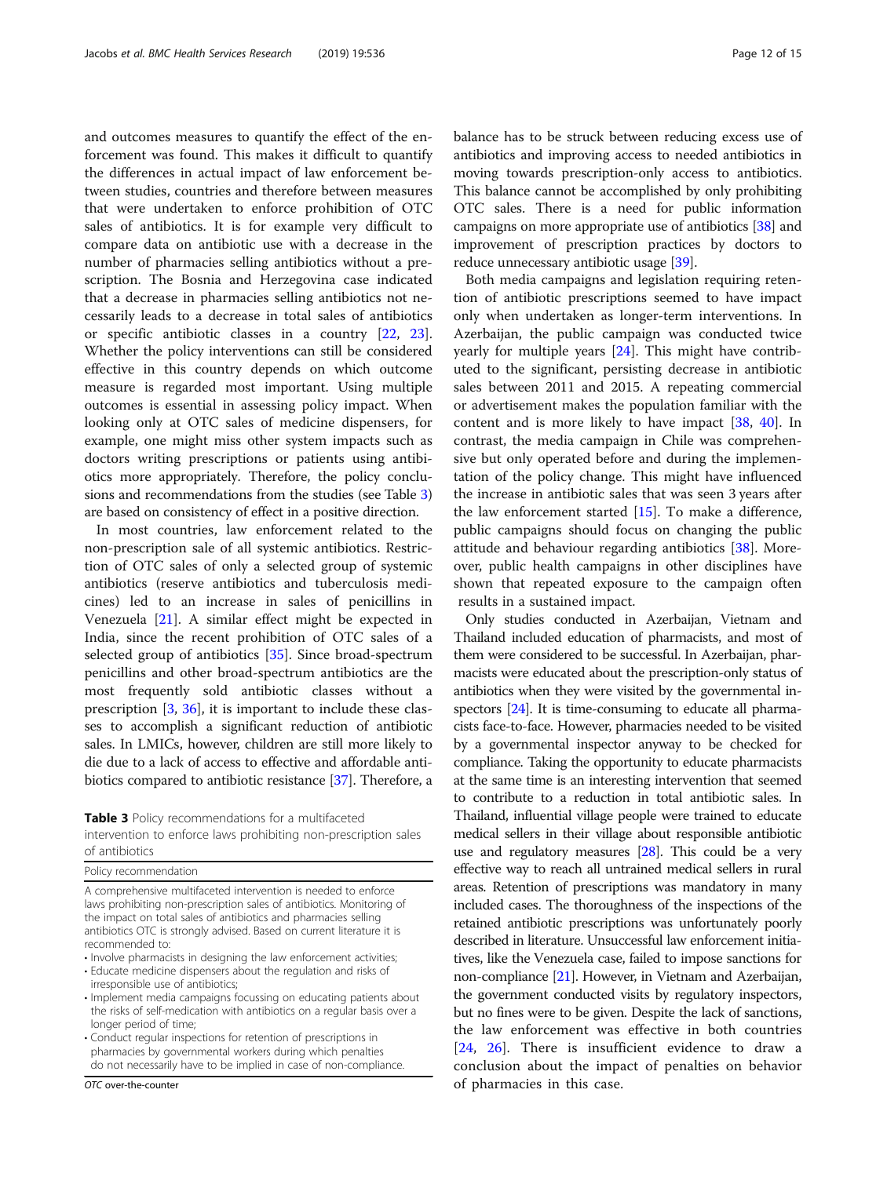and outcomes measures to quantify the effect of the enforcement was found. This makes it difficult to quantify the differences in actual impact of law enforcement between studies, countries and therefore between measures that were undertaken to enforce prohibition of OTC sales of antibiotics. It is for example very difficult to compare data on antibiotic use with a decrease in the number of pharmacies selling antibiotics without a prescription. The Bosnia and Herzegovina case indicated that a decrease in pharmacies selling antibiotics not necessarily leads to a decrease in total sales of antibiotics or specific antibiotic classes in a country [22, 23]. Whether the policy interventions can still be considered effective in this country depends on which outcome measure is regarded most important. Using multiple outcomes is essential in assessing policy impact. When looking only at OTC sales of medicine dispensers, for example, one might miss other system impacts such as doctors writing prescriptions or patients using antibiotics more appropriately. Therefore, the policy conclusions and recommendations from the studies (see Table 3) are based on consistency of effect in a positive direction.

In most countries, law enforcement related to the non-prescription sale of all systemic antibiotics. Restriction of OTC sales of only a selected group of systemic antibiotics (reserve antibiotics and tuberculosis medicines) led to an increase in sales of penicillins in Venezuela [21]. A similar effect might be expected in India, since the recent prohibition of OTC sales of a selected group of antibiotics [35]. Since broad-spectrum penicillins and other broad-spectrum antibiotics are the most frequently sold antibiotic classes without a prescription [3, 36], it is important to include these classes to accomplish a significant reduction of antibiotic sales. In LMICs, however, children are still more likely to die due to a lack of access to effective and affordable antibiotics compared to antibiotic resistance [37]. Therefore, a balance has to be struck between reducing excess use of antibiotics and improving access to needed antibiotics in moving towards prescription-only access to antibiotics. This balance cannot be accomplished by only prohibiting OTC sales. There is a need for public information campaigns on more appropriate use of antibiotics [38] and improvement of prescription practices by doctors to reduce unnecessary antibiotic usage [39].

**Table 3** Policy recommendations for a multifaceted intervention to enforce laws prohibiting non-prescription sales of antibiotics

| Policy recommendation |
| --- |
| A comprehensive multifaceted intervention is needed to enforce laws prohibiting non-prescription sales of antibiotics. Monitoring of the impact on total sales of antibiotics and pharmacies selling antibiotics OTC is strongly advised. Based on current literature it is recommended to:<br>• Involve pharmacists in designing the law enforcement activities;<br>• Educate medicine dispensers about the regulation and risks of irresponsible use of antibiotics;<br>• Implement media campaigns focussing on educating patients about the risks of self-medication with antibiotics on a regular basis over a longer period of time;<br>• Conduct regular inspections for retention of prescriptions in pharmacies by governmental workers during which penalties do not necessarily have to be implied in case of non-compliance. |

*OTC* over-the-counter

Both media campaigns and legislation requiring retention of antibiotic prescriptions seemed to have impact only when undertaken as longer-term interventions. In Azerbaijan, the public campaign was conducted twice yearly for multiple years [24]. This might have contributed to the significant, persisting decrease in antibiotic sales between 2011 and 2015. A repeating commercial or advertisement makes the population familiar with the content and is more likely to have impact [38, 40]. In contrast, the media campaign in Chile was comprehensive but only operated before and during the implementation of the policy change. This might have influenced the increase in antibiotic sales that was seen 3 years after the law enforcement started [15]. To make a difference, public campaigns should focus on changing the public attitude and behaviour regarding antibiotics [38]. Moreover, public health campaigns in other disciplines have shown that repeated exposure to the campaign often results in a sustained impact.

Only studies conducted in Azerbaijan, Vietnam and Thailand included education of pharmacists, and most of them were considered to be successful. In Azerbaijan, pharmacists were educated about the prescription-only status of antibiotics when they were visited by the governmental inspectors [24]. It is time-consuming to educate all pharmacists face-to-face. However, pharmacies needed to be visited by a governmental inspector anyway to be checked for compliance. Taking the opportunity to educate pharmacists at the same time is an interesting intervention that seemed to contribute to a reduction in total antibiotic sales. In Thailand, influential village people were trained to educate medical sellers in their village about responsible antibiotic use and regulatory measures [28]. This could be a very effective way to reach all untrained medical sellers in rural areas. Retention of prescriptions was mandatory in many included cases. The thoroughness of the inspections of the retained antibiotic prescriptions was unfortunately poorly described in literature. Unsuccessful law enforcement initiatives, like the Venezuela case, failed to impose sanctions for non-compliance [21]. However, in Vietnam and Azerbaijan, the government conducted visits by regulatory inspectors, but no fines were to be given. Despite the lack of sanctions, the law enforcement was effective in both countries [24, 26]. There is insufficient evidence to draw a conclusion about the impact of penalties on behavior of pharmacies in this case.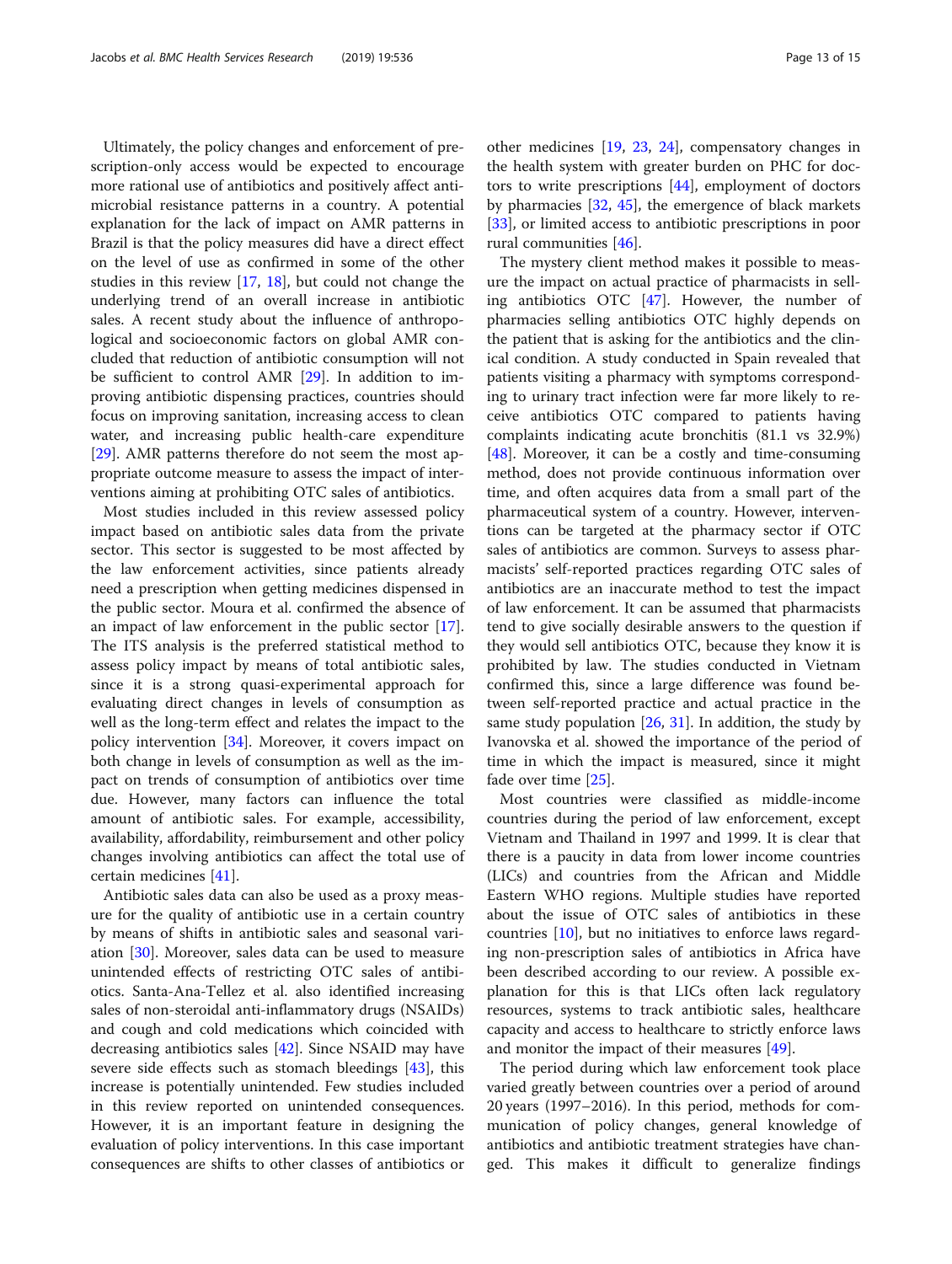Ultimately, the policy changes and enforcement of prescription-only access would be expected to encourage more rational use of antibiotics and positively affect antimicrobial resistance patterns in a country. A potential explanation for the lack of impact on AMR patterns in Brazil is that the policy measures did have a direct effect on the level of use as confirmed in some of the other studies in this review [17, 18], but could not change the underlying trend of an overall increase in antibiotic sales. A recent study about the influence of anthropological and socioeconomic factors on global AMR concluded that reduction of antibiotic consumption will not be sufficient to control AMR [29]. In addition to improving antibiotic dispensing practices, countries should focus on improving sanitation, increasing access to clean water, and increasing public health-care expenditure [29]. AMR patterns therefore do not seem the most appropriate outcome measure to assess the impact of interventions aiming at prohibiting OTC sales of antibiotics.

Most studies included in this review assessed policy impact based on antibiotic sales data from the private sector. This sector is suggested to be most affected by the law enforcement activities, since patients already need a prescription when getting medicines dispensed in the public sector. Moura et al. confirmed the absence of an impact of law enforcement in the public sector [17]. The ITS analysis is the preferred statistical method to assess policy impact by means of total antibiotic sales, since it is a strong quasi-experimental approach for evaluating direct changes in levels of consumption as well as the long-term effect and relates the impact to the policy intervention [34]. Moreover, it covers impact on both change in levels of consumption as well as the impact on trends of consumption of antibiotics over time due. However, many factors can influence the total amount of antibiotic sales. For example, accessibility, availability, affordability, reimbursement and other policy changes involving antibiotics can affect the total use of certain medicines [41].

Antibiotic sales data can also be used as a proxy measure for the quality of antibiotic use in a certain country by means of shifts in antibiotic sales and seasonal variation [30]. Moreover, sales data can be used to measure unintended effects of restricting OTC sales of antibiotics. Santa-Ana-Tellez et al. also identified increasing sales of non-steroidal anti-inflammatory drugs (NSAIDs) and cough and cold medications which coincided with decreasing antibiotics sales [42]. Since NSAID may have severe side effects such as stomach bleedings [43], this increase is potentially unintended. Few studies included in this review reported on unintended consequences. However, it is an important feature in designing the evaluation of policy interventions. In this case important consequences are shifts to other classes of antibiotics or other medicines [19, 23, 24], compensatory changes in the health system with greater burden on PHC for doctors to write prescriptions [44], employment of doctors by pharmacies [32, 45], the emergence of black markets [33], or limited access to antibiotic prescriptions in poor rural communities [46].

The mystery client method makes it possible to measure the impact on actual practice of pharmacists in selling antibiotics OTC [47]. However, the number of pharmacies selling antibiotics OTC highly depends on the patient that is asking for the antibiotics and the clinical condition. A study conducted in Spain revealed that patients visiting a pharmacy with symptoms corresponding to urinary tract infection were far more likely to receive antibiotics OTC compared to patients having complaints indicating acute bronchitis (81.1 vs 32.9%) [48]. Moreover, it can be a costly and time-consuming method, does not provide continuous information over time, and often acquires data from a small part of the pharmaceutical system of a country. However, interventions can be targeted at the pharmacy sector if OTC sales of antibiotics are common. Surveys to assess pharmacists' self-reported practices regarding OTC sales of antibiotics are an inaccurate method to test the impact of law enforcement. It can be assumed that pharmacists tend to give socially desirable answers to the question if they would sell antibiotics OTC, because they know it is prohibited by law. The studies conducted in Vietnam confirmed this, since a large difference was found between self-reported practice and actual practice in the same study population [26, 31]. In addition, the study by Ivanovska et al. showed the importance of the period of time in which the impact is measured, since it might fade over time [25].

Most countries were classified as middle-income countries during the period of law enforcement, except Vietnam and Thailand in 1997 and 1999. It is clear that there is a paucity in data from lower income countries (LICs) and countries from the African and Middle Eastern WHO regions. Multiple studies have reported about the issue of OTC sales of antibiotics in these countries [10], but no initiatives to enforce laws regarding non-prescription sales of antibiotics in Africa have been described according to our review. A possible explanation for this is that LICs often lack regulatory resources, systems to track antibiotic sales, healthcare capacity and access to healthcare to strictly enforce laws and monitor the impact of their measures [49].

The period during which law enforcement took place varied greatly between countries over a period of around 20 years (1997–2016). In this period, methods for communication of policy changes, general knowledge of antibiotics and antibiotic treatment strategies have changed. This makes it difficult to generalize findings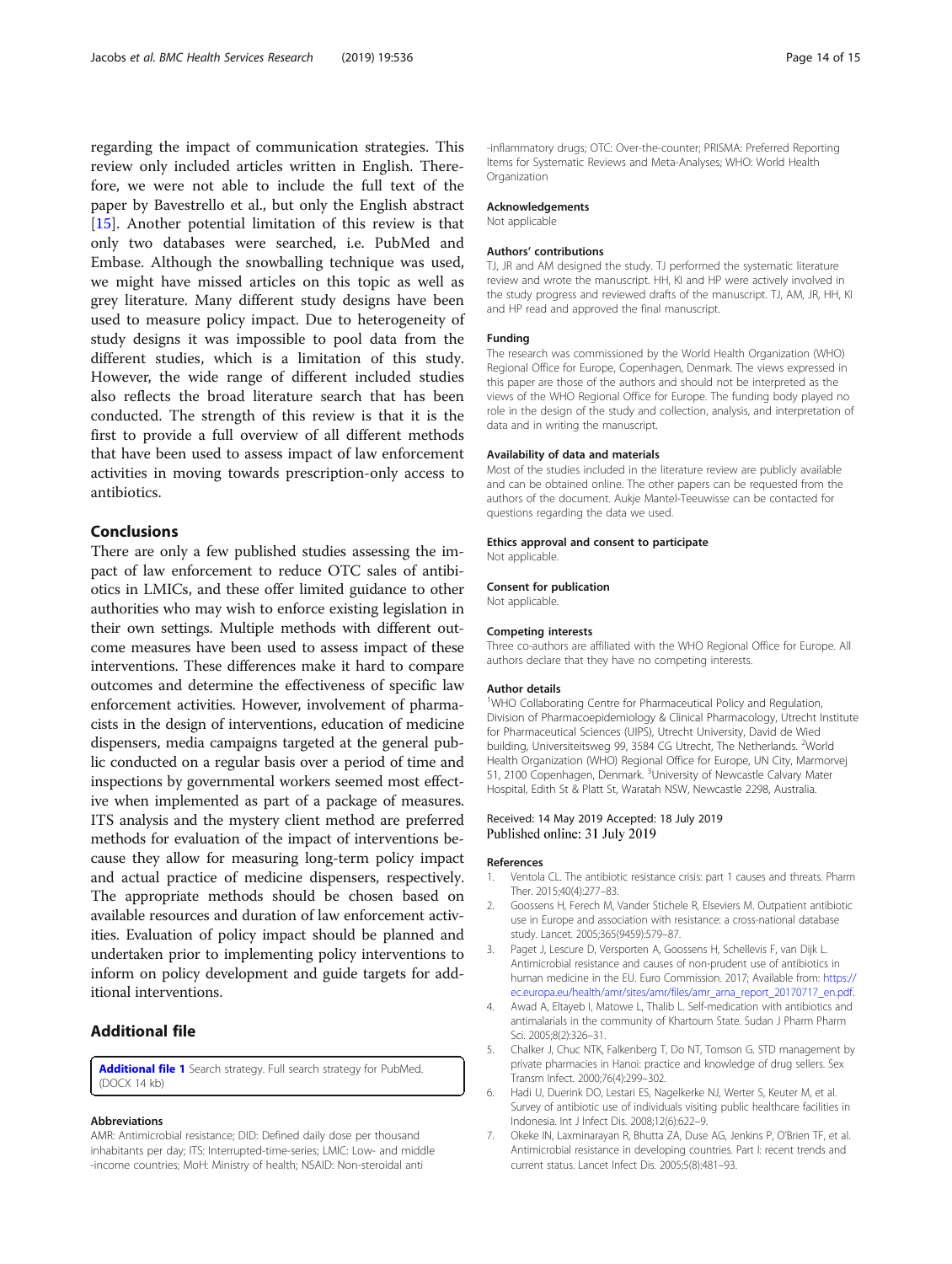regarding the impact of communication strategies. This review only included articles written in English. Therefore, we were not able to include the full text of the paper by Bavestrello et al., but only the English abstract [15]. Another potential limitation of this review is that only two databases were searched, i.e. PubMed and Embase. Although the snowballing technique was used, we might have missed articles on this topic as well as grey literature. Many different study designs have been used to measure policy impact. Due to heterogeneity of study designs it was impossible to pool data from the different studies, which is a limitation of this study. However, the wide range of different included studies also reflects the broad literature search that has been conducted. The strength of this review is that it is the first to provide a full overview of all different methods that have been used to assess impact of law enforcement activities in moving towards prescription-only access to antibiotics.

## Conclusions

There are only a few published studies assessing the impact of law enforcement to reduce OTC sales of antibiotics in LMICs, and these offer limited guidance to other authorities who may wish to enforce existing legislation in their own settings. Multiple methods with different outcome measures have been used to assess impact of these interventions. These differences make it hard to compare outcomes and determine the effectiveness of specific law enforcement activities. However, involvement of pharmacists in the design of interventions, education of medicine dispensers, media campaigns targeted at the general public conducted on a regular basis over a period of time and inspections by governmental workers seemed most effective when implemented as part of a package of measures. ITS analysis and the mystery client method are preferred methods for evaluation of the impact of interventions because they allow for measuring long-term policy impact and actual practice of medicine dispensers, respectively. The appropriate methods should be chosen based on available resources and duration of law enforcement activities. Evaluation of policy impact should be planned and undertaken prior to implementing policy interventions to inform on policy development and guide targets for additional interventions.

## Additional file

**Additional file 1** Search strategy. Full search strategy for PubMed. (DOCX 14 kb)

#### Abbreviations

AMR: Antimicrobial resistance; DID: Defined daily dose per thousand inhabitants per day; ITS: Interrupted-time-series; LMIC: Low- and middle -income countries; MoH: Ministry of health; NSAID: Non-steroidal anti -inflammatory drugs; OTC: Over-the-counter; PRISMA: Preferred Reporting Items for Systematic Reviews and Meta-Analyses; WHO: World Health Organization

#### Acknowledgements

Not applicable

#### Authors' contributions

TJ, JR and AM designed the study. TJ performed the systematic literature review and wrote the manuscript. HH, KI and HP were actively involved in the study progress and reviewed drafts of the manuscript. TJ, AM, JR, HH, KI and HP read and approved the final manuscript.

#### Funding

The research was commissioned by the World Health Organization (WHO) Regional Office for Europe, Copenhagen, Denmark. The views expressed in this paper are those of the authors and should not be interpreted as the views of the WHO Regional Office for Europe. The funding body played no role in the design of the study and collection, analysis, and interpretation of data and in writing the manuscript.

#### Availability of data and materials

Most of the studies included in the literature review are publicly available and can be obtained online. The other papers can be requested from the authors of the document. Aukje Mantel-Teeuwisse can be contacted for questions regarding the data we used.

#### Ethics approval and consent to participate

Not applicable.

#### Consent for publication

Not applicable.

#### Competing interests

Three co-authors are affiliated with the WHO Regional Office for Europe. All authors declare that they have no competing interests.

#### Author details

[1]WHO Collaborating Centre for Pharmaceutical Policy and Regulation, Division of Pharmacoepidemiology & Clinical Pharmacology, Utrecht Institute for Pharmaceutical Sciences (UIPS), Utrecht University, David de Wied building, Universiteitsweg 99, 3584 CG Utrecht, The Netherlands. [2]World Health Organization (WHO) Regional Office for Europe, UN City, Marmorvej 51, 2100 Copenhagen, Denmark. [3]University of Newcastle Calvary Mater Hospital, Edith St & Platt St, Waratah NSW, Newcastle 2298, Australia.

Received: 14 May 2019 Accepted: 18 July 2019
Published online: 31 July 2019

#### References

1. Ventola CL. The antibiotic resistance crisis: part 1 causes and threats. Pharm Ther. 2015;40(4):277–83.
2. Goossens H, Ferech M, Vander Stichele R, Elseviers M. Outpatient antibiotic use in Europe and association with resistance: a cross-national database study. Lancet. 2005;365(9459):579–87.
3. Paget J, Lescure D, Versporten A, Goossens H, Schellevis F, van Dijk L. Antimicrobial resistance and causes of non-prudent use of antibiotics in human medicine in the EU. Euro Commission. 2017; Available from: https://ec.europa.eu/health/amr/sites/amr/files/amr_arna_report_20170717_en.pdf.
4. Awad A, Eltayeb I, Matowe L, Thalib L. Self-medication with antibiotics and antimalarials in the community of Khartoum State. Sudan J Pharm Pharm Sci. 2005;8(2):326–31.
5. Chalker J, Chuc NTK, Falkenberg T, Do NT, Tomson G. STD management by private pharmacies in Hanoi: practice and knowledge of drug sellers. Sex Transm Infect. 2000;76(4):299–302.
6. Hadi U, Duerink DO, Lestari ES, Nagelkerke NJ, Werter S, Keuter M, et al. Survey of antibiotic use of individuals visiting public healthcare facilities in Indonesia. Int J Infect Dis. 2008;12(6):622–9.
7. Okeke IN, Laxminarayan R, Bhutta ZA, Duse AG, Jenkins P, O'Brien TF, et al. Antimicrobial resistance in developing countries. Part I: recent trends and current status. Lancet Infect Dis. 2005;5(8):481–93.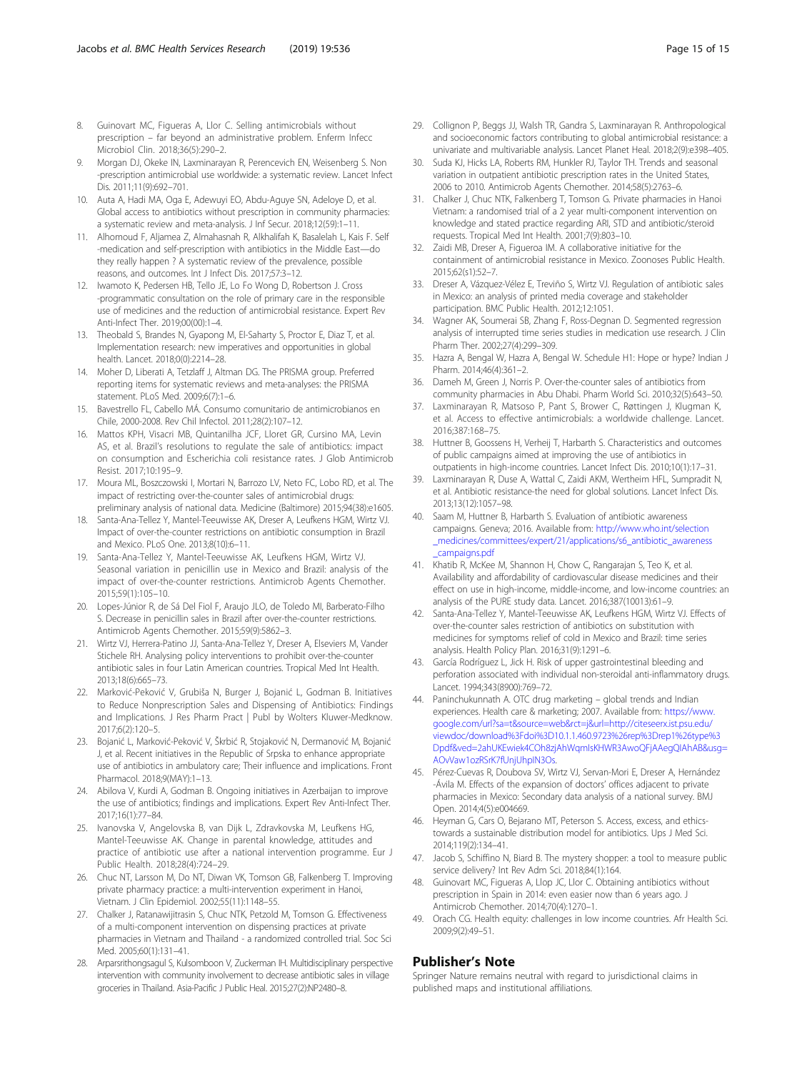8. Guinovart MC, Figueras A, Llor C. Selling antimicrobials without prescription – far beyond an administrative problem. Enferm Infecc Microbiol Clin. 2018;36(5):290–2.
9. Morgan DJ, Okeke IN, Laxminarayan R, Perencevich EN, Weisenberg S. Non -prescription antimicrobial use worldwide: a systematic review. Lancet Infect Dis. 2011;11(9):692–701.
10. Auta A, Hadi MA, Oga E, Adewuyi EO, Abdu-Aguye SN, Adeloye D, et al. Global access to antibiotics without prescription in community pharmacies: a systematic review and meta-analysis. J Inf Secur. 2018;12(59):1–11.
11. Alhomoud F, Aljamea Z, Almahasnah R, Alkhalifah K, Basalelah L, Kais F. Self -medication and self-prescription with antibiotics in the Middle East—do they really happen ? A systematic review of the prevalence, possible reasons, and outcomes. Int J Infect Dis. 2017;57:3–12.
12. Iwamoto K, Pedersen HB, Tello JE, Lo Fo Wong D, Robertson J. Cross -programmatic consultation on the role of primary care in the responsible use of medicines and the reduction of antimicrobial resistance. Expert Rev Anti-Infect Ther. 2019;00(00):1–4.
13. Theobald S, Brandes N, Gyapong M, El-Saharty S, Proctor E, Diaz T, et al. Implementation research: new imperatives and opportunities in global health. Lancet. 2018;0(0):2214–28.
14. Moher D, Liberati A, Tetzlaff J, Altman DG. The PRISMA group. Preferred reporting items for systematic reviews and meta-analyses: the PRISMA statement. PLoS Med. 2009;6(7):1–6.
15. Bavestrello FL, Cabello MÁ. Consumo comunitario de antimicrobianos en Chile, 2000-2008. Rev Chil Infectol. 2011;28(2):107–12.
16. Mattos KPH, Visacri MB, Quintanilha JCF, Lloret GR, Cursino MA, Levin AS, et al. Brazil's resolutions to regulate the sale of antibiotics: impact on consumption and Escherichia coli resistance rates. J Glob Antimicrob Resist. 2017;10:195–9.
17. Moura ML, Boszczowski I, Mortari N, Barrozo LV, Neto FC, Lobo RD, et al. The impact of restricting over-the-counter sales of antimicrobial drugs: preliminary analysis of national data. Medicine (Baltimore) 2015;94(38):e1605.
18. Santa-Ana-Tellez Y, Mantel-Teeuwisse AK, Dreser A, Leufkens HGM, Wirtz VJ. Impact of over-the-counter restrictions on antibiotic consumption in Brazil and Mexico. PLoS One. 2013;8(10):6–11.
19. Santa-Ana-Tellez Y, Mantel-Teeuwisse AK, Leufkens HGM, Wirtz VJ. Seasonal variation in penicillin use in Mexico and Brazil: analysis of the impact of over-the-counter restrictions. Antimicrob Agents Chemother. 2015;59(1):105–10.
20. Lopes-Júnior R, de Sá Del Fiol F, Araujo JLO, de Toledo MI, Barberato-Filho S. Decrease in penicillin sales in Brazil after over-the-counter restrictions. Antimicrob Agents Chemother. 2015;59(9):5862–3.
21. Wirtz VJ, Herrera-Patino JJ, Santa-Ana-Tellez Y, Dreser A, Elseviers M, Vander Stichele RH. Analysing policy interventions to prohibit over-the-counter antibiotic sales in four Latin American countries. Tropical Med Int Health. 2013;18(6):665–73.
22. Marković-Peković V, Grubiša N, Burger J, Bojanić L, Godman B. Initiatives to Reduce Nonprescription Sales and Dispensing of Antibiotics: Findings and Implications. J Res Pharm Pract | Publ by Wolters Kluwer-Medknow. 2017;6(2):120–5.
23. Bojanić L, Marković-Peković V, Škrbić R, Stojaković N, Dermanović M, Bojanić J, et al. Recent initiatives in the Republic of Srpska to enhance appropriate use of antibiotics in ambulatory care; Their influence and implications. Front Pharmacol. 2018;9(MAY):1–13.
24. Abilova V, Kurdi A, Godman B. Ongoing initiatives in Azerbaijan to improve the use of antibiotics; findings and implications. Expert Rev Anti-Infect Ther. 2017;16(1):77–84.
25. Ivanovska V, Angelovska B, van Dijk L, Zdravkovska M, Leufkens HG, Mantel-Teeuwisse AK. Change in parental knowledge, attitudes and practice of antibiotic use after a national intervention programme. Eur J Public Health. 2018;28(4):724–29.
26. Chuc NT, Larsson M, Do NT, Diwan VK, Tomson GB, Falkenberg T. Improving private pharmacy practice: a multi-intervention experiment in Hanoi, Vietnam. J Clin Epidemiol. 2002;55(11):1148–55.
27. Chalker J, Ratanawijitrasin S, Chuc NTK, Petzold M, Tomson G. Effectiveness of a multi-component intervention on dispensing practices at private pharmacies in Vietnam and Thailand - a randomized controlled trial. Soc Sci Med. 2005;60(1):131–41.
28. Arparsrithongsagul S, Kulsomboon V, Zuckerman IH. Multidisciplinary perspective intervention with community involvement to decrease antibiotic sales in village groceries in Thailand. Asia-Pacific J Public Heal. 2015;27(2):NP2480–8.
29. Collignon P, Beggs JJ, Walsh TR, Gandra S, Laxminarayan R. Anthropological and socioeconomic factors contributing to global antimicrobial resistance: a univariate and multivariable analysis. Lancet Planet Heal. 2018;2(9):e398–405.
30. Suda KJ, Hicks LA, Roberts RM, Hunkler RJ, Taylor TH. Trends and seasonal variation in outpatient antibiotic prescription rates in the United States, 2006 to 2010. Antimicrob Agents Chemother. 2014;58(5):2763–6.
31. Chalker J, Chuc NTK, Falkenberg T, Tomson G. Private pharmacies in Hanoi Vietnam: a randomised trial of a 2 year multi-component intervention on knowledge and stated practice regarding ARI, STD and antibiotic/steroid requests. Tropical Med Int Health. 2001;7(9):803–10.
32. Zaidi MB, Dreser A, Figueroa IM. A collaborative initiative for the containment of antimicrobial resistance in Mexico. Zoonoses Public Health. 2015;62(s1):52–7.
33. Dreser A, Vázquez-Vélez E, Treviño S, Wirtz VJ. Regulation of antibiotic sales in Mexico: an analysis of printed media coverage and stakeholder participation. BMC Public Health. 2012;12:1051.
34. Wagner AK, Soumerai SB, Zhang F, Ross-Degnan D. Segmented regression analysis of interrupted time series studies in medication use research. J Clin Pharm Ther. 2002;27(4):299–309.
35. Hazra A, Bengal W, Hazra A, Bengal W. Schedule H1: Hope or hype? Indian J Pharm. 2014;46(4):361–2.
36. Dameh M, Green J, Norris P. Over-the-counter sales of antibiotics from community pharmacies in Abu Dhabi. Pharm World Sci. 2010;32(5):643–50.
37. Laxminarayan R, Matsoso P, Pant S, Brower C, Røttingen J, Klugman K, et al. Access to effective antimicrobials: a worldwide challenge. Lancet. 2016;387:168–75.
38. Huttner B, Goossens H, Verheij T, Harbarth S. Characteristics and outcomes of public campaigns aimed at improving the use of antibiotics in outpatients in high-income countries. Lancet Infect Dis. 2010;10(1):17–31.
39. Laxminarayan R, Duse A, Wattal C, Zaidi AKM, Wertheim HFL, Sumpradit N, et al. Antibiotic resistance-the need for global solutions. Lancet Infect Dis. 2013;13(12):1057–98.
40. Saam M, Huttner B, Harbarth S. Evaluation of antibiotic awareness campaigns. Geneva; 2016. Available from: http://www.who.int/selection_medicines/committees/expert/21/applications/s6_antibiotic_awareness_campaigns.pdf
41. Khatib R, McKee M, Shannon H, Chow C, Rangarajan S, Teo K, et al. Availability and affordability of cardiovascular disease medicines and their effect on use in high-income, middle-income, and low-income countries: an analysis of the PURE study data. Lancet. 2016;387(10013):61–9.
42. Santa-Ana-Tellez Y, Mantel-Teeuwisse AK, Leufkens HGM, Wirtz VJ. Effects of over-the-counter sales restriction of antibiotics on substitution with medicines for symptoms relief of cold in Mexico and Brazil: time series analysis. Health Policy Plan. 2016;31(9):1291–6.
43. García Rodríguez L, Jick H. Risk of upper gastrointestinal bleeding and perforation associated with individual non-steroidal anti-inflammatory drugs. Lancet. 1994;343(8900):769–72.
44. Paninchukunnath A. OTC drug marketing – global trends and Indian experiences. Health care & marketing; 2007. Available from: https://www.google.com/url?sa=t&source=web&rct=j&url=http://citeseerx.ist.psu.edu/viewdoc/download%3Fdoi%3D10.1.1.460.9723%26rep%3Drep1%26type%3Dpdf&ved=2ahUKEwiek4COh8zjAhWqmIsKHWR3AwoQFjAAegQIAhAB&usg=AOvVaw1ozRSrK7fUnjUhpIN3Os.
45. Pérez-Cuevas R, Doubova SV, Wirtz VJ, Servan-Mori E, Dreser A, Hernández-Ávila M. Effects of the expansion of doctors' offices adjacent to private pharmacies in Mexico: Secondary data analysis of a national survey. BMJ Open. 2014;4(5):e004669.
46. Heyman G, Cars O, Bejarano MT, Peterson S. Access, excess, and ethics-towards a sustainable distribution model for antibiotics. Ups J Med Sci. 2014;119(2):134–41.
47. Jacob S, Schiffino N, Biard B. The mystery shopper: a tool to measure public service delivery? Int Rev Adm Sci. 2018;84(1):164.
48. Guinovart MC, Figueras A, Llop JC, Llor C. Obtaining antibiotics without prescription in Spain in 2014: even easier now than 6 years ago. J Antimicrob Chemother. 2014;70(4):1270–1.
49. Orach CG. Health equity: challenges in low income countries. Afr Health Sci. 2009;9(2):49–51.

## Publisher's Note

Springer Nature remains neutral with regard to jurisdictional claims in published maps and institutional affiliations.